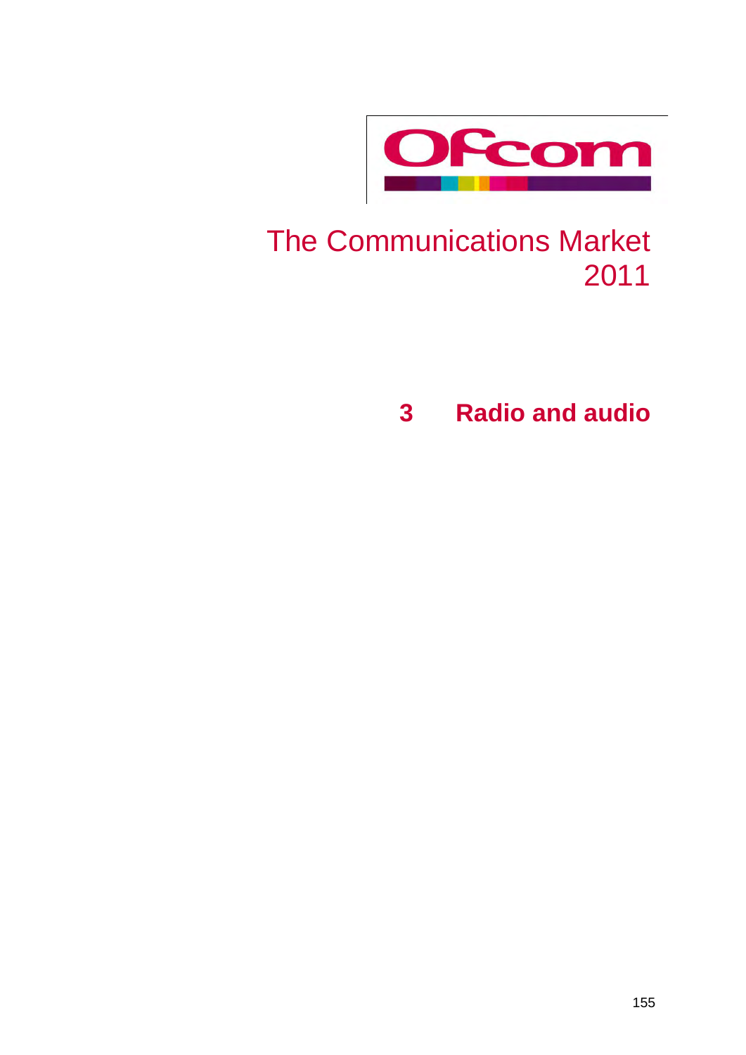Ofcom

# The Communications Market 2011

## 3 Radio and audio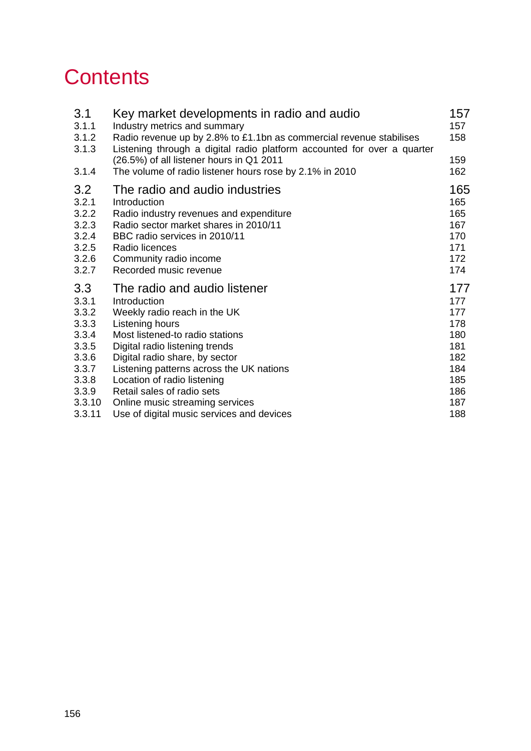# Contents

| | | |
|---|---|---|
| 3.1 | Key market developments in radio and audio | 157 |
| 3.1.1 | Industry metrics and summary | 157 |
| 3.1.2 | Radio revenue up by 2.8% to £1.1bn as commercial revenue stabilises | 158 |
| 3.1.3 | Listening through a digital radio platform accounted for over a quarter (26.5%) of all listener hours in Q1 2011 | 159 |
| 3.1.4 | The volume of radio listener hours rose by 2.1% in 2010 | 162 |
| 3.2 | The radio and audio industries | 165 |
| 3.2.1 | Introduction | 165 |
| 3.2.2 | Radio industry revenues and expenditure | 165 |
| 3.2.3 | Radio sector market shares in 2010/11 | 167 |
| 3.2.4 | BBC radio services in 2010/11 | 170 |
| 3.2.5 | Radio licences | 171 |
| 3.2.6 | Community radio income | 172 |
| 3.2.7 | Recorded music revenue | 174 |
| 3.3 | The radio and audio listener | 177 |
| 3.3.1 | Introduction | 177 |
| 3.3.2 | Weekly radio reach in the UK | 177 |
| 3.3.3 | Listening hours | 178 |
| 3.3.4 | Most listened-to radio stations | 180 |
| 3.3.5 | Digital radio listening trends | 181 |
| 3.3.6 | Digital radio share, by sector | 182 |
| 3.3.7 | Listening patterns across the UK nations | 184 |
| 3.3.8 | Location of radio listening | 185 |
| 3.3.9 | Retail sales of radio sets | 186 |
| 3.3.10 | Online music streaming services | 187 |
| 3.3.11 | Use of digital music services and devices | 188 |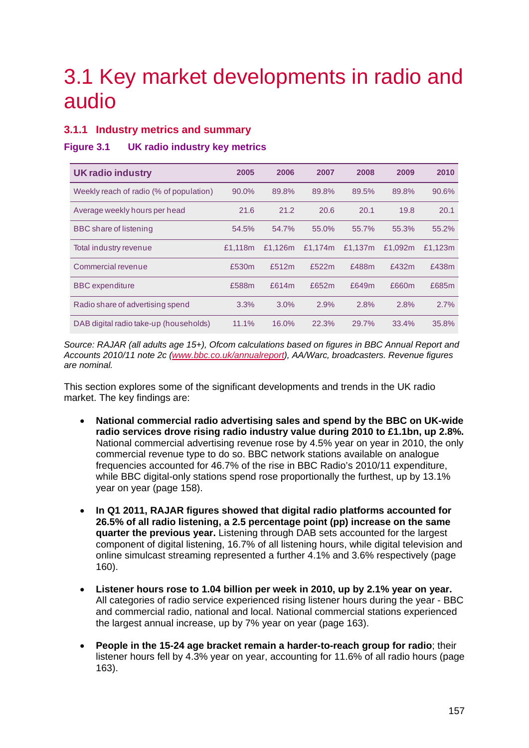# 3.1 Key market developments in radio and audio

### 3.1.1 Industry metrics and summary

**Figure 3.1 UK radio industry key metrics**

| UK radio industry | 2005 | 2006 | 2007 | 2008 | 2009 | 2010 |
|---|---|---|---|---|---|---|
| Weekly reach of radio (% of population) | 90.0% | 89.8% | 89.8% | 89.5% | 89.8% | 90.6% |
| Average weekly hours per head | 21.6 | 21.2 | 20.6 | 20.1 | 19.8 | 20.1 |
| BBC share of listening | 54.5% | 54.7% | 55.0% | 55.7% | 55.3% | 55.2% |
| Total industry revenue | £1,118m | £1,126m | £1,174m | £1,137m | £1,092m | £1,123m |
| Commercial revenue | £530m | £512m | £522m | £488m | £432m | £438m |
| BBC expenditure | £588m | £614m | £652m | £649m | £660m | £685m |
| Radio share of advertising spend | 3.3% | 3.0% | 2.9% | 2.8% | 2.8% | 2.7% |
| DAB digital radio take-up (households) | 11.1% | 16.0% | 22.3% | 29.7% | 33.4% | 35.8% |

*Source: RAJAR (all adults age 15+), Ofcom calculations based on figures in BBC Annual Report and Accounts 2010/11 note 2c (www.bbc.co.uk/annualreport), AA/Warc, broadcasters. Revenue figures are nominal.*

This section explores some of the significant developments and trends in the UK radio market. The key findings are:

- **National commercial radio advertising sales and spend by the BBC on UK-wide radio services drove rising radio industry value during 2010 to £1.1bn, up 2.8%.** National commercial advertising revenue rose by 4.5% year on year in 2010, the only commercial revenue type to do so. BBC network stations available on analogue frequencies accounted for 46.7% of the rise in BBC Radio's 2010/11 expenditure, while BBC digital-only stations spend rose proportionally the furthest, up by 13.1% year on year (page 158).

- **In Q1 2011, RAJAR figures showed that digital radio platforms accounted for 26.5% of all radio listening, a 2.5 percentage point (pp) increase on the same quarter the previous year.** Listening through DAB sets accounted for the largest component of digital listening, 16.7% of all listening hours, while digital television and online simulcast streaming represented a further 4.1% and 3.6% respectively (page 160).

- **Listener hours rose to 1.04 billion per week in 2010, up by 2.1% year on year.** All categories of radio service experienced rising listener hours during the year - BBC and commercial radio, national and local. National commercial stations experienced the largest annual increase, up by 7% year on year (page 163).

- **People in the 15-24 age bracket remain a harder-to-reach group for radio**; their listener hours fell by 4.3% year on year, accounting for 11.6% of all radio hours (page 163).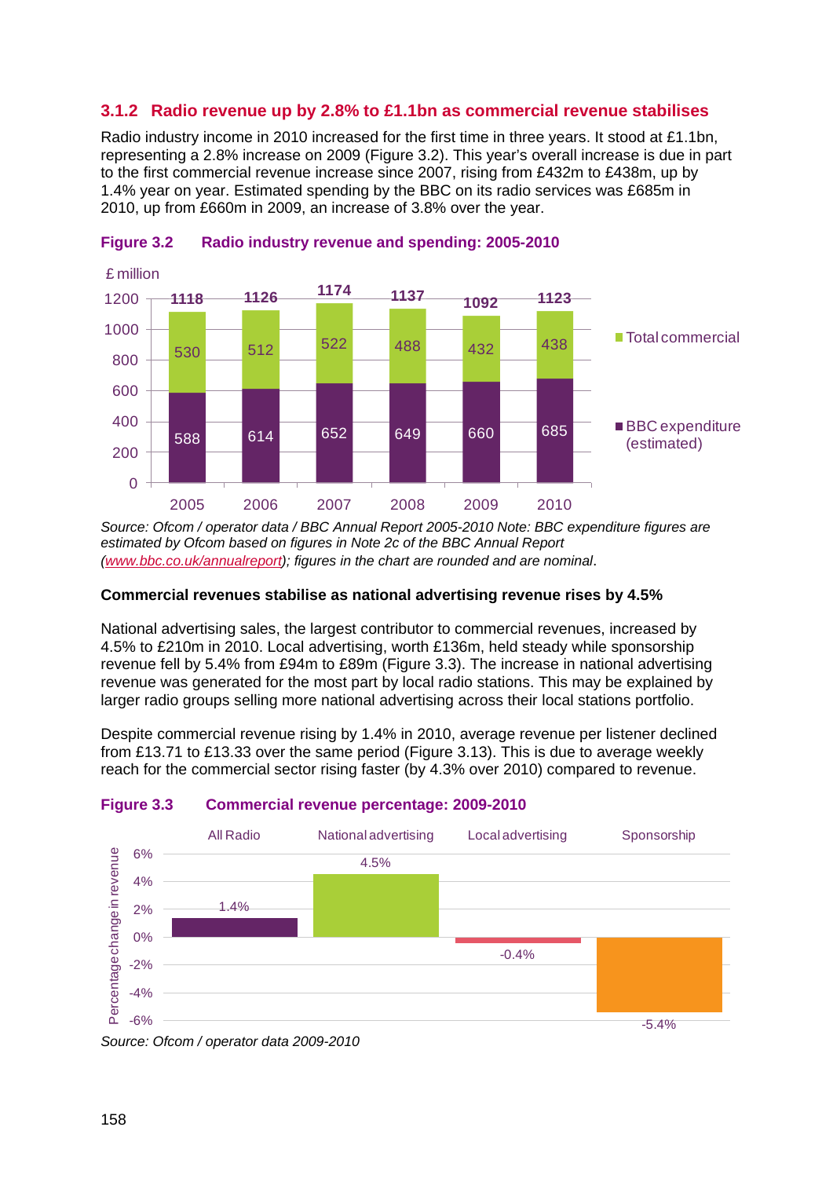### 3.1.2 Radio revenue up by 2.8% to £1.1bn as commercial revenue stabilises

Radio industry income in 2010 increased for the first time in three years. It stood at £1.1bn, representing a 2.8% increase on 2009 (Figure 3.2). This year's overall increase is due in part to the first commercial revenue increase since 2007, rising from £432m to £438m, up by 1.4% year on year. Estimated spending by the BBC on its radio services was £685m in 2010, up from £660m in 2009, an increase of 3.8% over the year.

**Figure 3.2 Radio industry revenue and spending: 2005-2010**

£ million

| | 2005 | 2006 | 2007 | 2008 | 2009 | 2010 |
|---|---|---|---|---|---|---|
| Total commercial | 530 | 512 | 522 | 488 | 432 | 438 |
| BBC expenditure (estimated) | 588 | 614 | 652 | 649 | 660 | 685 |
| Total | 1118 | 1126 | 1174 | 1137 | 1092 | 1123 |

*Source: Ofcom / operator data / BBC Annual Report 2005-2010 Note: BBC expenditure figures are estimated by Ofcom based on figures in Note 2c of the BBC Annual Report (www.bbc.co.uk/annualreport); figures in the chart are rounded and are nominal*.

**Commercial revenues stabilise as national advertising revenue rises by 4.5%**

National advertising sales, the largest contributor to commercial revenues, increased by 4.5% to £210m in 2010. Local advertising, worth £136m, held steady while sponsorship revenue fell by 5.4% from £94m to £89m (Figure 3.3). The increase in national advertising revenue was generated for the most part by local radio stations. This may be explained by larger radio groups selling more national advertising across their local stations portfolio.

Despite commercial revenue rising by 1.4% in 2010, average revenue per listener declined from £13.71 to £13.33 over the same period (Figure 3.13). This is due to average weekly reach for the commercial sector rising faster (by 4.3% over 2010) compared to revenue.

**Figure 3.3 Commercial revenue percentage: 2009-2010**

| | All Radio | National advertising | Local advertising | Sponsorship |
|---|---|---|---|---|
| Percentage change in revenue | 1.4% | 4.5% | -0.4% | -5.4% |

*Source: Ofcom / operator data 2009-2010*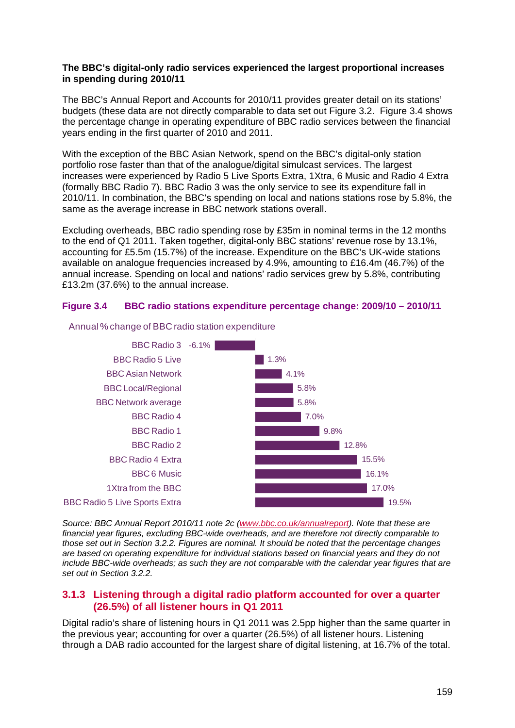**The BBC's digital-only radio services experienced the largest proportional increases in spending during 2010/11**

The BBC's Annual Report and Accounts for 2010/11 provides greater detail on its stations' budgets (these data are not directly comparable to data set out Figure 3.2. Figure 3.4 shows the percentage change in operating expenditure of BBC radio services between the financial years ending in the first quarter of 2010 and 2011.

With the exception of the BBC Asian Network, spend on the BBC's digital-only station portfolio rose faster than that of the analogue/digital simulcast services. The largest increases were experienced by Radio 5 Live Sports Extra, 1Xtra, 6 Music and Radio 4 Extra (formally BBC Radio 7). BBC Radio 3 was the only service to see its expenditure fall in 2010/11. In combination, the BBC's spending on local and nations stations rose by 5.8%, the same as the average increase in BBC network stations overall.

Excluding overheads, BBC radio spending rose by £35m in nominal terms in the 12 months to the end of Q1 2011. Taken together, digital-only BBC stations' revenue rose by 13.1%, accounting for £5.5m (15.7%) of the increase. Expenditure on the BBC's UK-wide stations available on analogue frequencies increased by 4.9%, amounting to £16.4m (46.7%) of the annual increase. Spending on local and nations' radio services grew by 5.8%, contributing £13.2m (37.6%) to the annual increase.

**Figure 3.4 BBC radio stations expenditure percentage change: 2009/10 – 2010/11**

Annual % change of BBC radio station expenditure

| Station | Annual % change |
|---|---|
| BBC Radio 3 | -6.1% |
| BBC Radio 5 Live | 1.3% |
| BBC Asian Network | 4.1% |
| BBC Local/Regional | 5.8% |
| BBC Network average | 5.8% |
| BBC Radio 4 | 7.0% |
| BBC Radio 1 | 9.8% |
| BBC Radio 2 | 12.8% |
| BBC Radio 4 Extra | 15.5% |
| BBC 6 Music | 16.1% |
| 1Xtra from the BBC | 17.0% |
| BBC Radio 5 Live Sports Extra | 19.5% |

*Source: BBC Annual Report 2010/11 note 2c (www.bbc.co.uk/annualreport). Note that these are financial year figures, excluding BBC-wide overheads, and are therefore not directly comparable to those set out in Section 3.2.2. Figures are nominal. It should be noted that the percentage changes are based on operating expenditure for individual stations based on financial years and they do not include BBC-wide overheads; as such they are not comparable with the calendar year figures that are set out in Section 3.2.2.*

### 3.1.3 Listening through a digital radio platform accounted for over a quarter (26.5%) of all listener hours in Q1 2011

Digital radio's share of listening hours in Q1 2011 was 2.5pp higher than the same quarter in the previous year; accounting for over a quarter (26.5%) of all listener hours. Listening through a DAB radio accounted for the largest share of digital listening, at 16.7% of the total.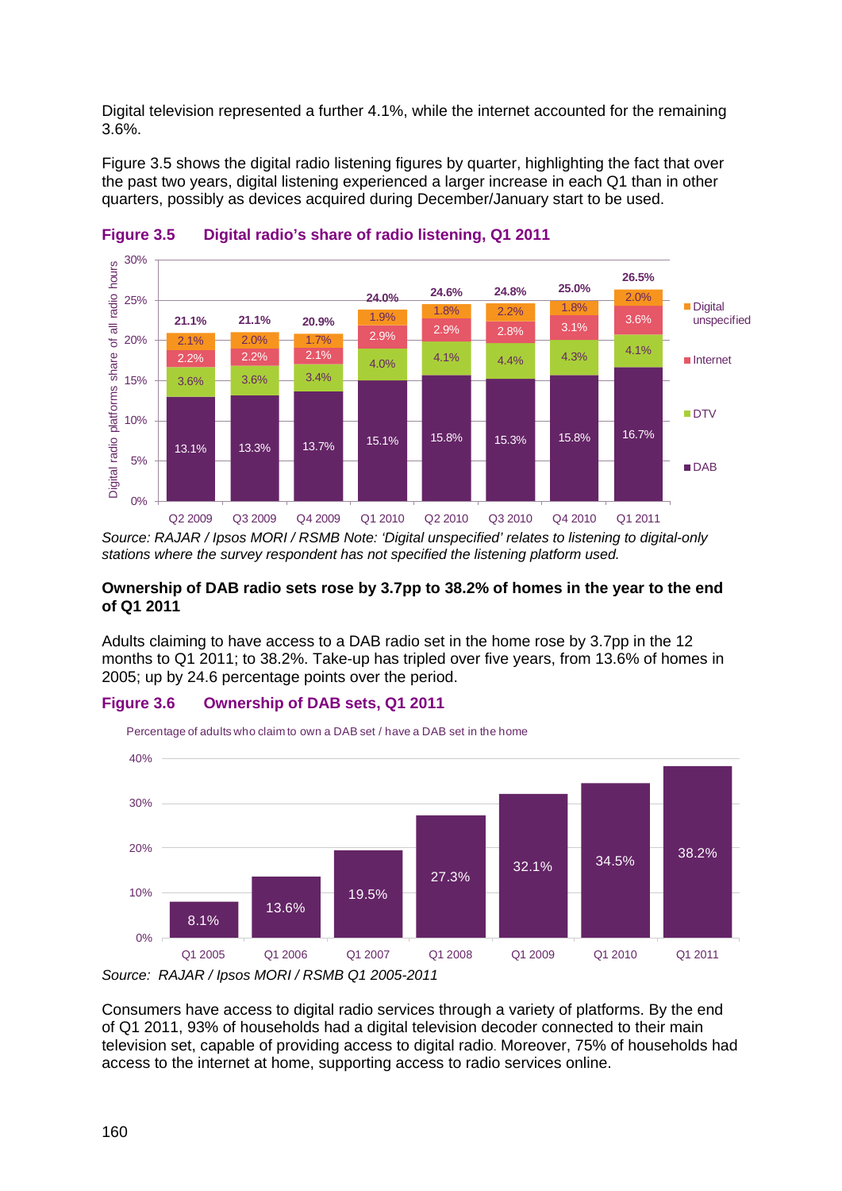Digital television represented a further 4.1%, while the internet accounted for the remaining 3.6%.

Figure 3.5 shows the digital radio listening figures by quarter, highlighting the fact that over the past two years, digital listening experienced a larger increase in each Q1 than in other quarters, possibly as devices acquired during December/January start to be used.

**Figure 3.5 Digital radio's share of radio listening, Q1 2011**

Digital radio platforms share of all radio hours

| | Q2 2009 | Q3 2009 | Q4 2009 | Q1 2010 | Q2 2010 | Q3 2010 | Q4 2010 | Q1 2011 |
|---|---|---|---|---|---|---|---|---|
| Digital unspecified | 2.1% | 2.0% | 1.7% | 1.9% | 1.8% | 2.2% | 1.8% | 2.0% |
| Internet | 2.2% | 2.2% | 2.1% | 2.9% | 2.9% | 2.8% | 3.1% | 3.6% |
| DTV | 3.6% | 3.6% | 3.4% | 4.0% | 4.1% | 4.4% | 4.3% | 4.1% |
| DAB | 13.1% | 13.3% | 13.7% | 15.1% | 15.8% | 15.3% | 15.8% | 16.7% |
| Total | 21.1% | 21.1% | 20.9% | 24.0% | 24.6% | 24.8% | 25.0% | 26.5% |

*Source: RAJAR / Ipsos MORI / RSMB Note: 'Digital unspecified' relates to listening to digital-only stations where the survey respondent has not specified the listening platform used.*

**Ownership of DAB radio sets rose by 3.7pp to 38.2% of homes in the year to the end of Q1 2011**

Adults claiming to have access to a DAB radio set in the home rose by 3.7pp in the 12 months to Q1 2011; to 38.2%. Take-up has tripled over five years, from 13.6% of homes in 2005; up by 24.6 percentage points over the period.

**Figure 3.6 Ownership of DAB sets, Q1 2011**

Percentage of adults who claim to own a DAB set / have a DAB set in the home

| Q1 2005 | Q1 2006 | Q1 2007 | Q1 2008 | Q1 2009 | Q1 2010 | Q1 2011 |
|---|---|---|---|---|---|---|
| 8.1% | 13.6% | 19.5% | 27.3% | 32.1% | 34.5% | 38.2% |

*Source: RAJAR / Ipsos MORI / RSMB Q1 2005-2011*

Consumers have access to digital radio services through a variety of platforms. By the end of Q1 2011, 93% of households had a digital television decoder connected to their main television set, capable of providing access to digital radio. Moreover, 75% of households had access to the internet at home, supporting access to radio services online.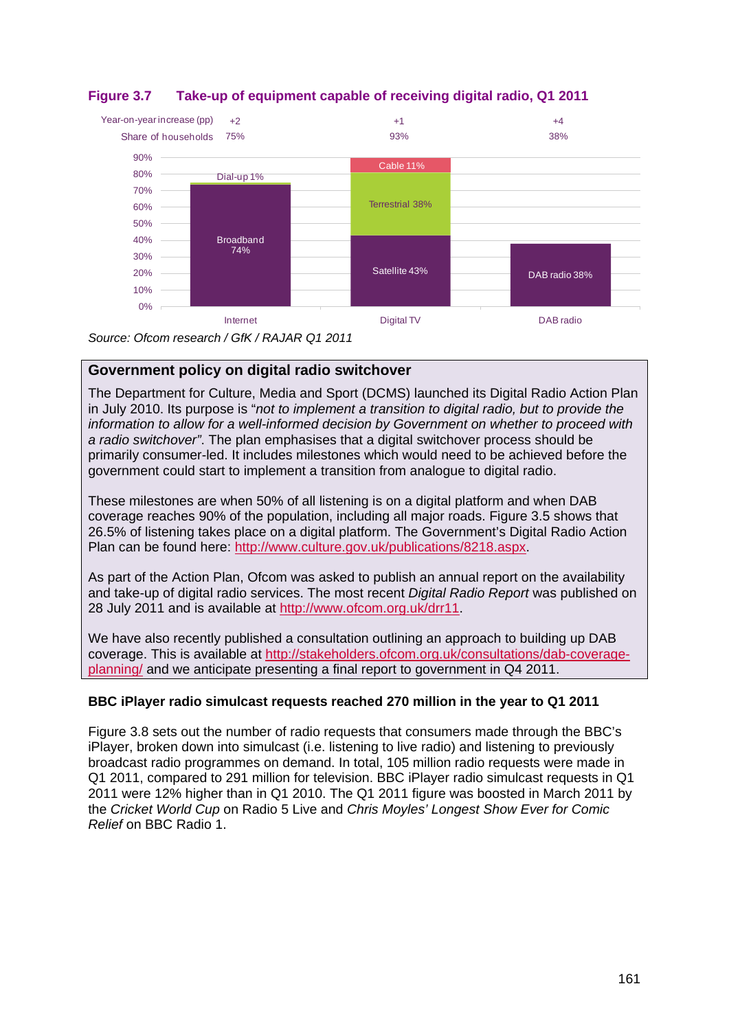**Figure 3.7 Take-up of equipment capable of receiving digital radio, Q1 2011**

| | Internet | Digital TV | DAB radio |
|---|---|---|---|
| Year-on-year increase (pp) | +2 | +1 | +4 |
| Share of households | 75% | 93% | 38% |
| Components | Broadband 74%, Dial-up 1% | Satellite 43%, Terrestrial 38%, Cable 11% | DAB radio 38% |

*Source: Ofcom research / GfK / RAJAR Q1 2011*

### Government policy on digital radio switchover

The Department for Culture, Media and Sport (DCMS) launched its Digital Radio Action Plan in July 2010. Its purpose is "*not to implement a transition to digital radio, but to provide the information to allow for a well-informed decision by Government on whether to proceed with a radio switchover"*. The plan emphasises that a digital switchover process should be primarily consumer-led. It includes milestones which would need to be achieved before the government could start to implement a transition from analogue to digital radio.

These milestones are when 50% of all listening is on a digital platform and when DAB coverage reaches 90% of the population, including all major roads. Figure 3.5 shows that 26.5% of listening takes place on a digital platform. The Government's Digital Radio Action Plan can be found here: http://www.culture.gov.uk/publications/8218.aspx.

As part of the Action Plan, Ofcom was asked to publish an annual report on the availability and take-up of digital radio services. The most recent *Digital Radio Report* was published on 28 July 2011 and is available at http://www.ofcom.org.uk/drr11.

We have also recently published a consultation outlining an approach to building up DAB coverage. This is available at http://stakeholders.ofcom.org.uk/consultations/dab-coverage-planning/ and we anticipate presenting a final report to government in Q4 2011.

**BBC iPlayer radio simulcast requests reached 270 million in the year to Q1 2011**

Figure 3.8 sets out the number of radio requests that consumers made through the BBC's iPlayer, broken down into simulcast (i.e. listening to live radio) and listening to previously broadcast radio programmes on demand. In total, 105 million radio requests were made in Q1 2011, compared to 291 million for television. BBC iPlayer radio simulcast requests in Q1 2011 were 12% higher than in Q1 2010. The Q1 2011 figure was boosted in March 2011 by the *Cricket World Cup* on Radio 5 Live and *Chris Moyles' Longest Show Ever for Comic Relief* on BBC Radio 1.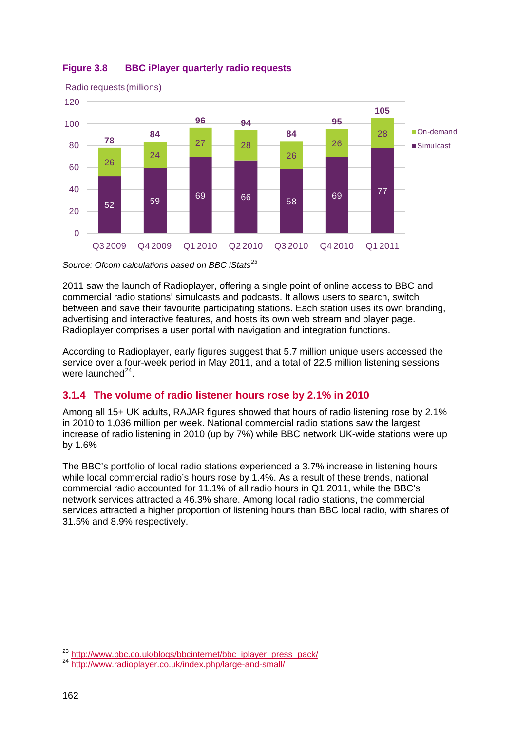**Figure 3.8 BBC iPlayer quarterly radio requests**

Radio requests (millions)

| | Q3 2009 | Q4 2009 | Q1 2010 | Q2 2010 | Q3 2010 | Q4 2010 | Q1 2011 |
|---|---|---|---|---|---|---|---|
| On-demand | 26 | 24 | 27 | 28 | 26 | 26 | 28 |
| Simulcast | 52 | 59 | 69 | 66 | 58 | 69 | 77 |
| Total | 78 | 84 | 96 | 94 | 84 | 95 | 105 |

*Source: Ofcom calculations based on BBC iStats*[23]

2011 saw the launch of Radioplayer, offering a single point of online access to BBC and commercial radio stations' simulcasts and podcasts. It allows users to search, switch between and save their favourite participating stations. Each station uses its own branding, advertising and interactive features, and hosts its own web stream and player page. Radioplayer comprises a user portal with navigation and integration functions.

According to Radioplayer, early figures suggest that 5.7 million unique users accessed the service over a four-week period in May 2011, and a total of 22.5 million listening sessions were launched[24].

### 3.1.4 The volume of radio listener hours rose by 2.1% in 2010

Among all 15+ UK adults, RAJAR figures showed that hours of radio listening rose by 2.1% in 2010 to 1,036 million per week. National commercial radio stations saw the largest increase of radio listening in 2010 (up by 7%) while BBC network UK-wide stations were up by 1.6%

The BBC's portfolio of local radio stations experienced a 3.7% increase in listening hours while local commercial radio's hours rose by 1.4%. As a result of these trends, national commercial radio accounted for 11.1% of all radio hours in Q1 2011, while the BBC's network services attracted a 46.3% share. Among local radio stations, the commercial services attracted a higher proportion of listening hours than BBC local radio, with shares of 31.5% and 8.9% respectively.

---

[23] http://www.bbc.co.uk/blogs/bbcinternet/bbc_iplayer_press_pack/

[24] http://www.radioplayer.co.uk/index.php/large-and-small/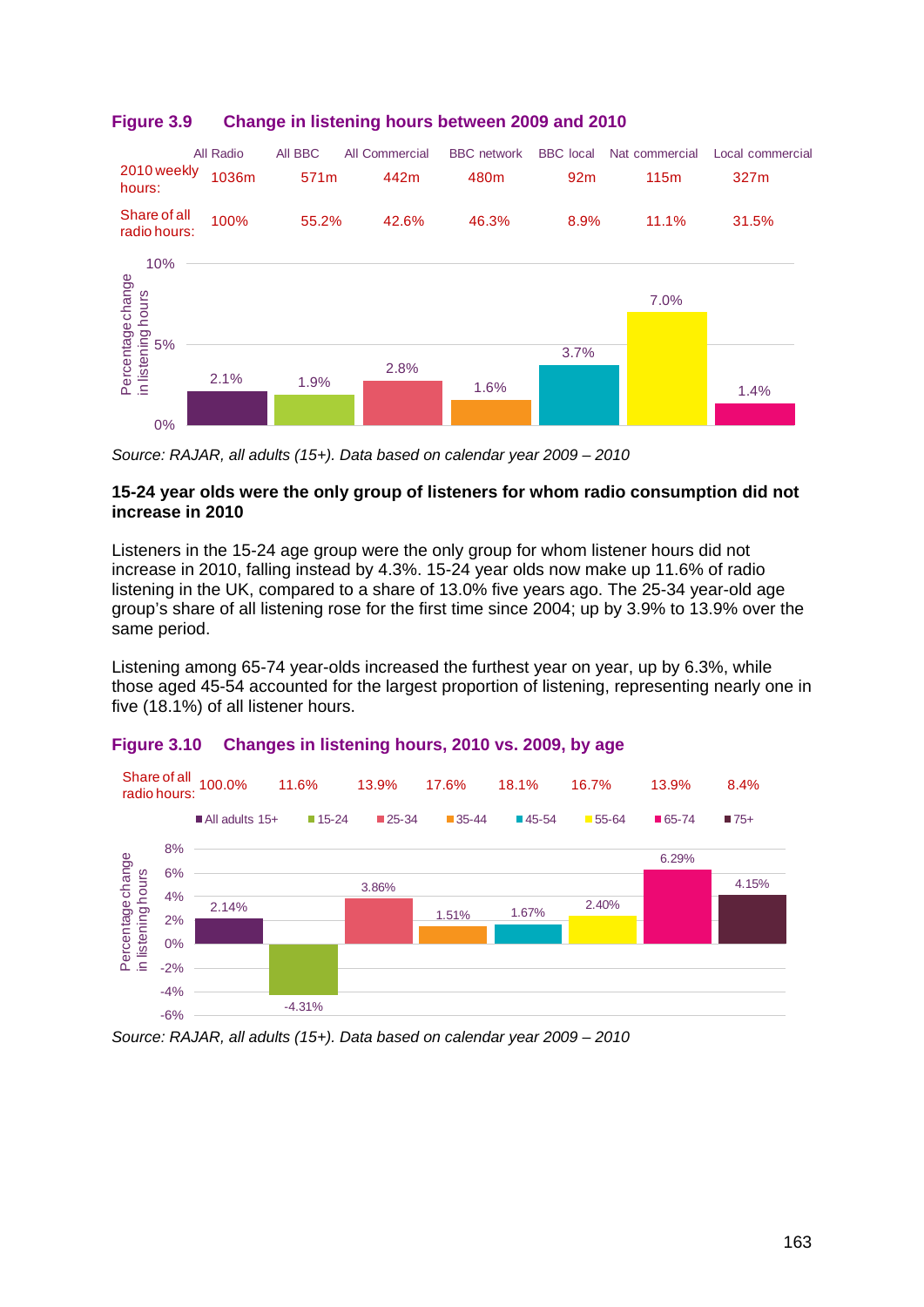**Figure 3.9 Change in listening hours between 2009 and 2010**

| | All Radio | All BBC | All Commercial | BBC network | BBC local | Nat commercial | Local commercial |
|---|---|---|---|---|---|---|---|
| 2010 weekly hours: | 1036m | 571m | 442m | 480m | 92m | 115m | 327m |
| Share of all radio hours: | 100% | 55.2% | 42.6% | 46.3% | 8.9% | 11.1% | 31.5% |
| Percentage change in listening hours | 2.1% | 1.9% | 2.8% | 1.6% | 3.7% | 7.0% | 1.4% |

*Source: RAJAR, all adults (15+). Data based on calendar year 2009 – 2010*

**15-24 year olds were the only group of listeners for whom radio consumption did not increase in 2010**

Listeners in the 15-24 age group were the only group for whom listener hours did not increase in 2010, falling instead by 4.3%. 15-24 year olds now make up 11.6% of radio listening in the UK, compared to a share of 13.0% five years ago. The 25-34 year-old age group's share of all listening rose for the first time since 2004; up by 3.9% to 13.9% over the same period.

Listening among 65-74 year-olds increased the furthest year on year, up by 6.3%, while those aged 45-54 accounted for the largest proportion of listening, representing nearly one in five (18.1%) of all listener hours.

**Figure 3.10 Changes in listening hours, 2010 vs. 2009, by age**

| | All adults 15+ | 15-24 | 25-34 | 35-44 | 45-54 | 55-64 | 65-74 | 75+ |
|---|---|---|---|---|---|---|---|---|
| Share of all radio hours: | 100.0% | 11.6% | 13.9% | 17.6% | 18.1% | 16.7% | 13.9% | 8.4% |
| Percentage change in listening hours | 2.14% | -4.31% | 3.86% | 1.51% | 1.67% | 2.40% | 6.29% | 4.15% |

*Source: RAJAR, all adults (15+). Data based on calendar year 2009 – 2010*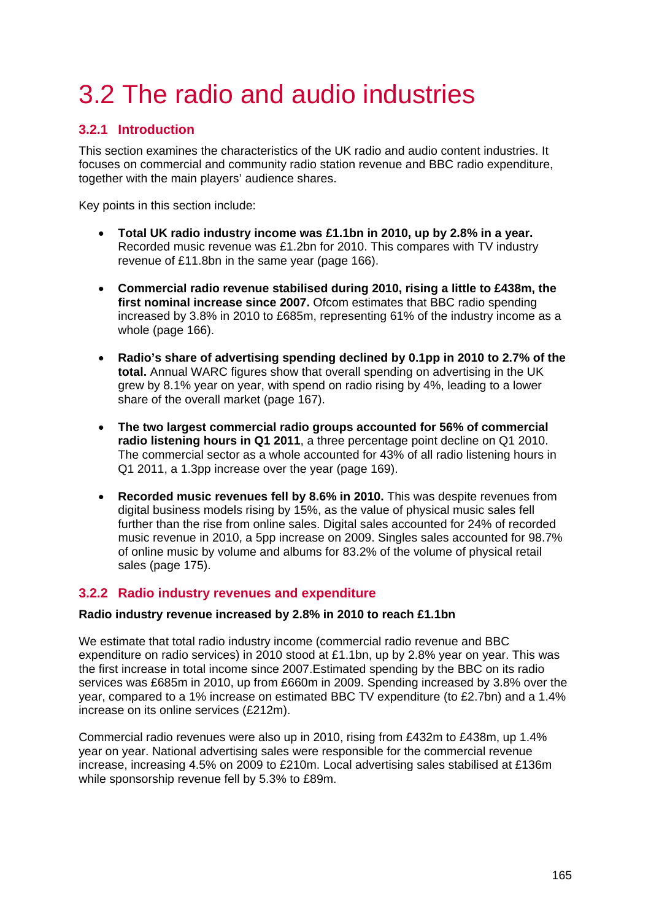# 3.2 The radio and audio industries

## 3.2.1 Introduction

This section examines the characteristics of the UK radio and audio content industries. It focuses on commercial and community radio station revenue and BBC radio expenditure, together with the main players' audience shares.

Key points in this section include:

- **Total UK radio industry income was £1.1bn in 2010, up by 2.8% in a year.** Recorded music revenue was £1.2bn for 2010. This compares with TV industry revenue of £11.8bn in the same year (page 166).
- **Commercial radio revenue stabilised during 2010, rising a little to £438m, the first nominal increase since 2007.** Ofcom estimates that BBC radio spending increased by 3.8% in 2010 to £685m, representing 61% of the industry income as a whole (page 166).
- **Radio's share of advertising spending declined by 0.1pp in 2010 to 2.7% of the total.** Annual WARC figures show that overall spending on advertising in the UK grew by 8.1% year on year, with spend on radio rising by 4%, leading to a lower share of the overall market (page 167).
- **The two largest commercial radio groups accounted for 56% of commercial radio listening hours in Q1 2011**, a three percentage point decline on Q1 2010. The commercial sector as a whole accounted for 43% of all radio listening hours in Q1 2011, a 1.3pp increase over the year (page 169).
- **Recorded music revenues fell by 8.6% in 2010.** This was despite revenues from digital business models rising by 15%, as the value of physical music sales fell further than the rise from online sales. Digital sales accounted for 24% of recorded music revenue in 2010, a 5pp increase on 2009. Singles sales accounted for 98.7% of online music by volume and albums for 83.2% of the volume of physical retail sales (page 175).

## 3.2.2 Radio industry revenues and expenditure

**Radio industry revenue increased by 2.8% in 2010 to reach £1.1bn**

We estimate that total radio industry income (commercial radio revenue and BBC expenditure on radio services) in 2010 stood at £1.1bn, up by 2.8% year on year. This was the first increase in total income since 2007.Estimated spending by the BBC on its radio services was £685m in 2010, up from £660m in 2009. Spending increased by 3.8% over the year, compared to a 1% increase on estimated BBC TV expenditure (to £2.7bn) and a 1.4% increase on its online services (£212m).

Commercial radio revenues were also up in 2010, rising from £432m to £438m, up 1.4% year on year. National advertising sales were responsible for the commercial revenue increase, increasing 4.5% on 2009 to £210m. Local advertising sales stabilised at £136m while sponsorship revenue fell by 5.3% to £89m.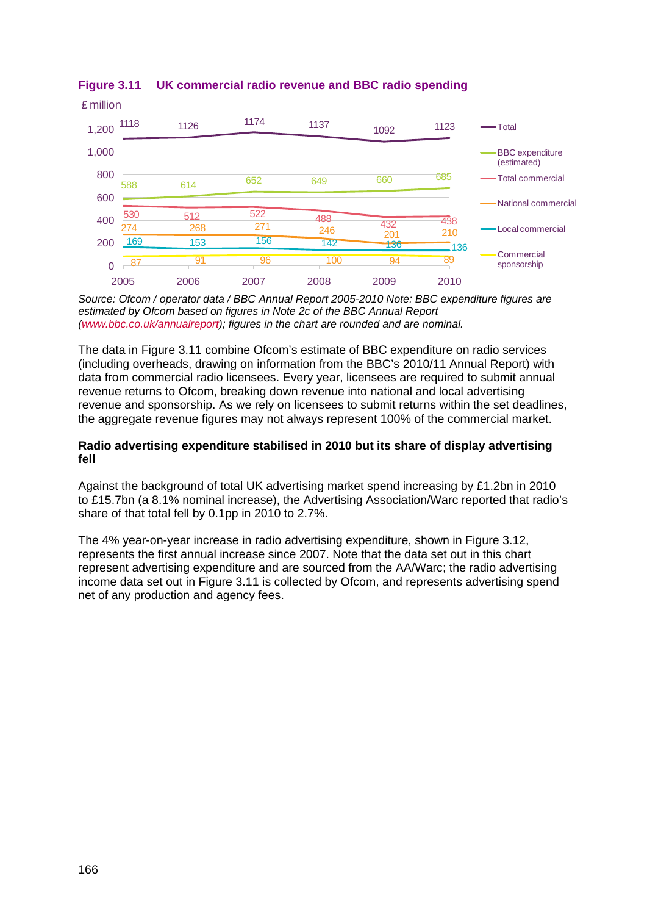**Figure 3.11 UK commercial radio revenue and BBC radio spending**

£ million

| | 2005 | 2006 | 2007 | 2008 | 2009 | 2010 |
|---|---|---|---|---|---|---|
| Total | 1118 | 1126 | 1174 | 1137 | 1092 | 1123 |
| BBC expenditure (estimated) | 588 | 614 | 652 | 649 | 660 | 685 |
| Total commercial | 530 | 512 | 522 | 488 | 432 | 438 |
| National commercial | 274 | 268 | 271 | 246 | 201 | 210 |
| Local commercial | 169 | 153 | 156 | 142 | 136 | 136 |
| Commercial sponsorship | 87 | 91 | 96 | 100 | 94 | 89 |

*Source: Ofcom / operator data / BBC Annual Report 2005-2010 Note: BBC expenditure figures are estimated by Ofcom based on figures in Note 2c of the BBC Annual Report ([www.bbc.co.uk/annualreport](www.bbc.co.uk/annualreport)); figures in the chart are rounded and are nominal.*

The data in Figure 3.11 combine Ofcom's estimate of BBC expenditure on radio services (including overheads, drawing on information from the BBC's 2010/11 Annual Report) with data from commercial radio licensees. Every year, licensees are required to submit annual revenue returns to Ofcom, breaking down revenue into national and local advertising revenue and sponsorship. As we rely on licensees to submit returns within the set deadlines, the aggregate revenue figures may not always represent 100% of the commercial market.

**Radio advertising expenditure stabilised in 2010 but its share of display advertising fell**

Against the background of total UK advertising market spend increasing by £1.2bn in 2010 to £15.7bn (a 8.1% nominal increase), the Advertising Association/Warc reported that radio's share of that total fell by 0.1pp in 2010 to 2.7%.

The 4% year-on-year increase in radio advertising expenditure, shown in Figure 3.12, represents the first annual increase since 2007. Note that the data set out in this chart represent advertising expenditure and are sourced from the AA/Warc; the radio advertising income data set out in Figure 3.11 is collected by Ofcom, and represents advertising spend net of any production and agency fees.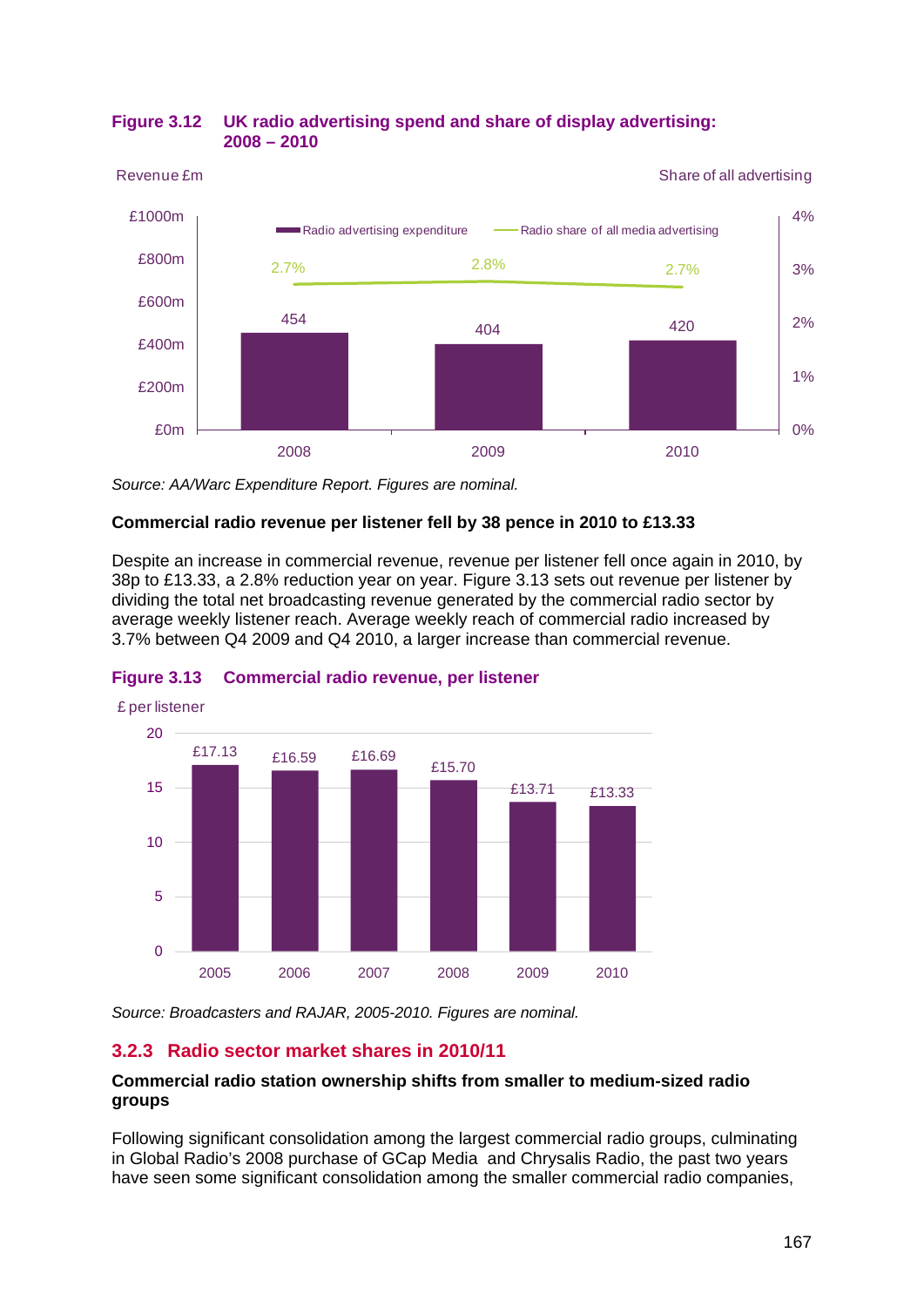**Figure 3.12 UK radio advertising spend and share of display advertising: 2008 – 2010**

| Year | Radio advertising expenditure (Revenue £m) | Radio share of all media advertising |
| --- | --- | --- |
| 2008 | 454 | 2.7% |
| 2009 | 404 | 2.8% |
| 2010 | 420 | 2.7% |

*Source: AA/Warc Expenditure Report. Figures are nominal.*

**Commercial radio revenue per listener fell by 38 pence in 2010 to £13.33**

Despite an increase in commercial revenue, revenue per listener fell once again in 2010, by 38p to £13.33, a 2.8% reduction year on year. Figure 3.13 sets out revenue per listener by dividing the total net broadcasting revenue generated by the commercial radio sector by average weekly listener reach. Average weekly reach of commercial radio increased by 3.7% between Q4 2009 and Q4 2010, a larger increase than commercial revenue.

**Figure 3.13 Commercial radio revenue, per listener**

| Year | £ per listener |
| --- | --- |
| 2005 | £17.13 |
| 2006 | £16.59 |
| 2007 | £16.69 |
| 2008 | £15.70 |
| 2009 | £13.71 |
| 2010 | £13.33 |

*Source: Broadcasters and RAJAR, 2005-2010. Figures are nominal.*

### 3.2.3 Radio sector market shares in 2010/11

**Commercial radio station ownership shifts from smaller to medium-sized radio groups**

Following significant consolidation among the largest commercial radio groups, culminating in Global Radio's 2008 purchase of GCap Media and Chrysalis Radio, the past two years have seen some significant consolidation among the smaller commercial radio companies,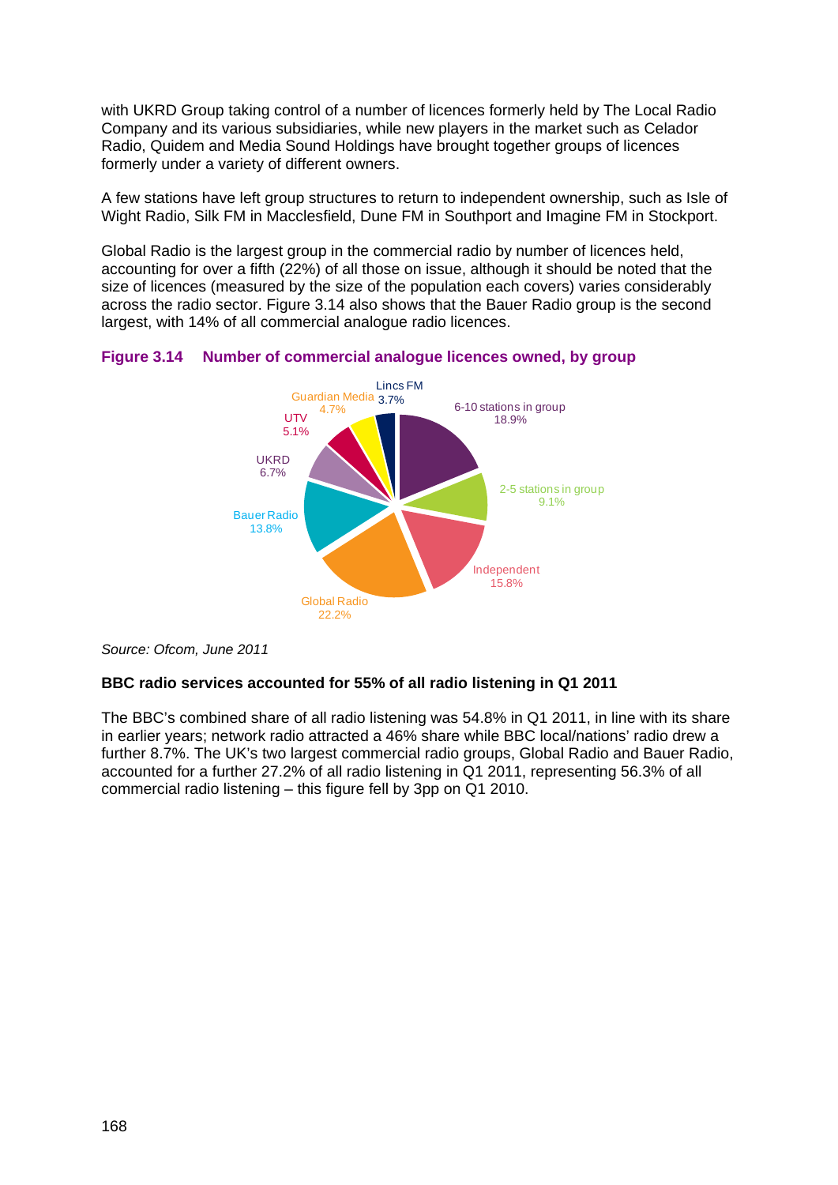with UKRD Group taking control of a number of licences formerly held by The Local Radio Company and its various subsidiaries, while new players in the market such as Celador Radio, Quidem and Media Sound Holdings have brought together groups of licences formerly under a variety of different owners.

A few stations have left group structures to return to independent ownership, such as Isle of Wight Radio, Silk FM in Macclesfield, Dune FM in Southport and Imagine FM in Stockport.

Global Radio is the largest group in the commercial radio by number of licences held, accounting for over a fifth (22%) of all those on issue, although it should be noted that the size of licences (measured by the size of the population each covers) varies considerably across the radio sector. Figure 3.14 also shows that the Bauer Radio group is the second largest, with 14% of all commercial analogue radio licences.

**Figure 3.14 Number of commercial analogue licences owned, by group**

| Group | Share |
|---|---|
| 6-10 stations in group | 18.9% |
| 2-5 stations in group | 9.1% |
| Independent | 15.8% |
| Global Radio | 22.2% |
| Bauer Radio | 13.8% |
| UKRD | 6.7% |
| UTV | 5.1% |
| Guardian Media | 4.7% |
| Lincs FM | 3.7% |

*Source: Ofcom, June 2011*

**BBC radio services accounted for 55% of all radio listening in Q1 2011**

The BBC's combined share of all radio listening was 54.8% in Q1 2011, in line with its share in earlier years; network radio attracted a 46% share while BBC local/nations' radio drew a further 8.7%. The UK's two largest commercial radio groups, Global Radio and Bauer Radio, accounted for a further 27.2% of all radio listening in Q1 2011, representing 56.3% of all commercial radio listening – this figure fell by 3pp on Q1 2010.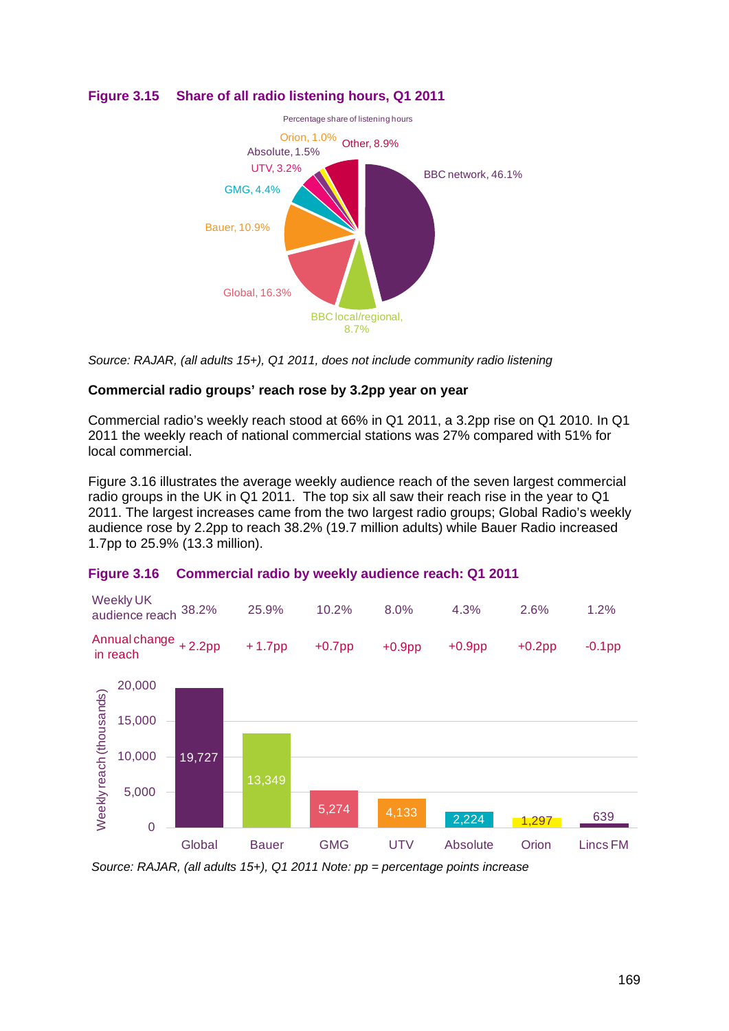**Figure 3.15 Share of all radio listening hours, Q1 2011**

Percentage share of listening hours

| Group | Share |
|---|---|
| BBC network | 46.1% |
| BBC local/regional | 8.7% |
| Global | 16.3% |
| Bauer | 10.9% |
| GMG | 4.4% |
| UTV | 3.2% |
| Absolute | 1.5% |
| Orion | 1.0% |
| Other | 8.9% |

*Source: RAJAR, (all adults 15+), Q1 2011, does not include community radio listening*

**Commercial radio groups' reach rose by 3.2pp year on year**

Commercial radio's weekly reach stood at 66% in Q1 2011, a 3.2pp rise on Q1 2010. In Q1 2011 the weekly reach of national commercial stations was 27% compared with 51% for local commercial.

Figure 3.16 illustrates the average weekly audience reach of the seven largest commercial radio groups in the UK in Q1 2011. The top six all saw their reach rise in the year to Q1 2011. The largest increases came from the two largest radio groups; Global Radio's weekly audience rose by 2.2pp to reach 38.2% (19.7 million adults) while Bauer Radio increased 1.7pp to 25.9% (13.3 million).

**Figure 3.16 Commercial radio by weekly audience reach: Q1 2011**

| | Global | Bauer | GMG | UTV | Absolute | Orion | Lincs FM |
|---|---|---|---|---|---|---|---|
| Weekly UK audience reach | 38.2% | 25.9% | 10.2% | 8.0% | 4.3% | 2.6% | 1.2% |
| Annual change in reach | + 2.2pp | + 1.7pp | +0.7pp | +0.9pp | +0.9pp | +0.2pp | -0.1pp |
| Weekly reach (thousands) | 19,727 | 13,349 | 5,274 | 4,133 | 2,224 | 1,297 | 639 |

*Source: RAJAR, (all adults 15+), Q1 2011 Note: pp = percentage points increase*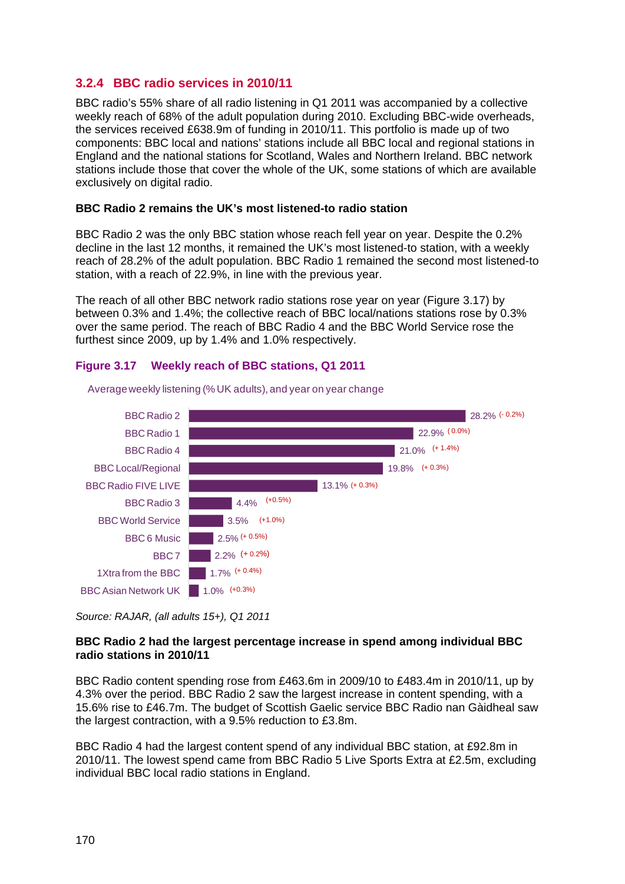### 3.2.4 BBC radio services in 2010/11

BBC radio's 55% share of all radio listening in Q1 2011 was accompanied by a collective weekly reach of 68% of the adult population during 2010. Excluding BBC-wide overheads, the services received £638.9m of funding in 2010/11. This portfolio is made up of two components: BBC local and nations' stations include all BBC local and regional stations in England and the national stations for Scotland, Wales and Northern Ireland. BBC network stations include those that cover the whole of the UK, some stations of which are available exclusively on digital radio.

**BBC Radio 2 remains the UK's most listened-to radio station**

BBC Radio 2 was the only BBC station whose reach fell year on year. Despite the 0.2% decline in the last 12 months, it remained the UK's most listened-to station, with a weekly reach of 28.2% of the adult population. BBC Radio 1 remained the second most listened-to station, with a reach of 22.9%, in line with the previous year.

The reach of all other BBC network radio stations rose year on year (Figure 3.17) by between 0.3% and 1.4%; the collective reach of BBC local/nations stations rose by 0.3% over the same period. The reach of BBC Radio 4 and the BBC World Service rose the furthest since 2009, up by 1.4% and 1.0% respectively.

**Figure 3.17 Weekly reach of BBC stations, Q1 2011**

Average weekly listening (% UK adults), and year on year change

| Station | Weekly reach | Year on year change |
|---|---|---|
| BBC Radio 2 | 28.2% | (- 0.2%) |
| BBC Radio 1 | 22.9% | (0.0%) |
| BBC Radio 4 | 21.0% | (+ 1.4%) |
| BBC Local/Regional | 19.8% | (+ 0.3%) |
| BBC Radio FIVE LIVE | 13.1% | (+ 0.3%) |
| BBC Radio 3 | 4.4% | (+0.5%) |
| BBC World Service | 3.5% | (+1.0%) |
| BBC 6 Music | 2.5% | (+ 0.5%) |
| BBC 7 | 2.2% | (+ 0.2%) |
| 1Xtra from the BBC | 1.7% | (+ 0.4%) |
| BBC Asian Network UK | 1.0% | (+0.3%) |

*Source: RAJAR, (all adults 15+), Q1 2011*

**BBC Radio 2 had the largest percentage increase in spend among individual BBC radio stations in 2010/11**

BBC Radio content spending rose from £463.6m in 2009/10 to £483.4m in 2010/11, up by 4.3% over the period. BBC Radio 2 saw the largest increase in content spending, with a 15.6% rise to £46.7m. The budget of Scottish Gaelic service BBC Radio nan Gàidheal saw the largest contraction, with a 9.5% reduction to £3.8m.

BBC Radio 4 had the largest content spend of any individual BBC station, at £92.8m in 2010/11. The lowest spend came from BBC Radio 5 Live Sports Extra at £2.5m, excluding individual BBC local radio stations in England.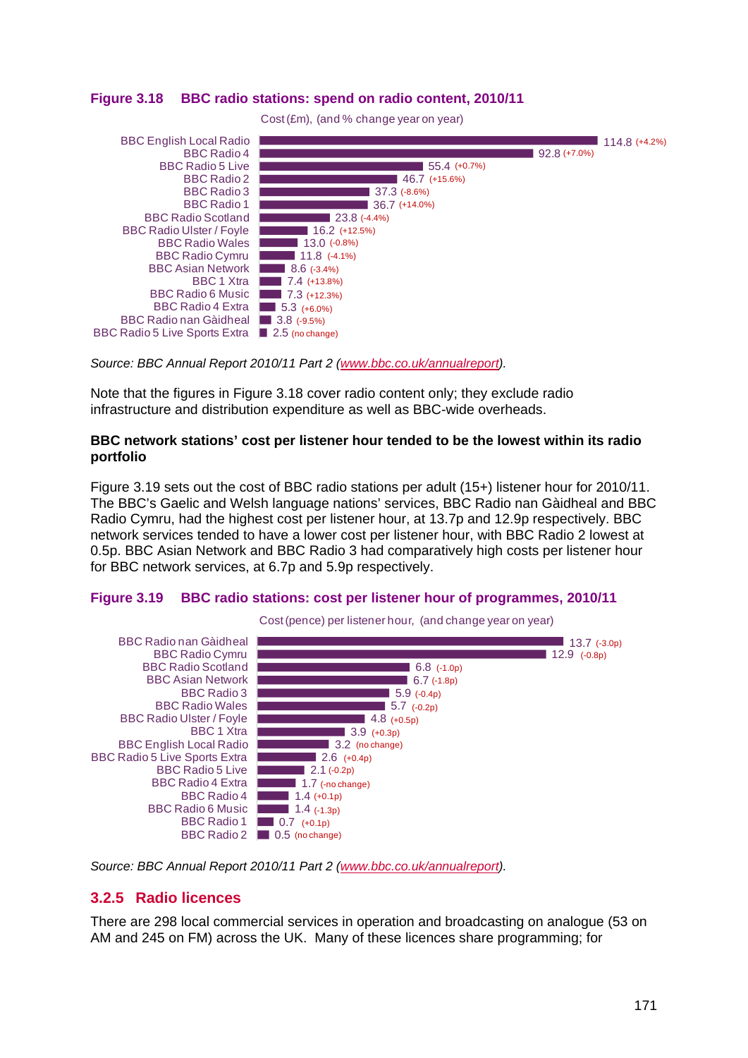**Figure 3.18 BBC radio stations: spend on radio content, 2010/11**

Cost (£m), (and % change year on year)

| Station | Cost (£m) | % change year on year |
| --- | --- | --- |
| BBC English Local Radio | 114.8 | (+4.2%) |
| BBC Radio 4 | 92.8 | (+7.0%) |
| BBC Radio 5 Live | 55.4 | (+0.7%) |
| BBC Radio 2 | 46.7 | (+15.6%) |
| BBC Radio 3 | 37.3 | (-8.6%) |
| BBC Radio 1 | 36.7 | (+14.0%) |
| BBC Radio Scotland | 23.8 | (-4.4%) |
| BBC Radio Ulster / Foyle | 16.2 | (+12.5%) |
| BBC Radio Wales | 13.0 | (-0.8%) |
| BBC Radio Cymru | 11.8 | (-4.1%) |
| BBC Asian Network | 8.6 | (-3.4%) |
| BBC 1 Xtra | 7.4 | (+13.8%) |
| BBC Radio 6 Music | 7.3 | (+12.3%) |
| BBC Radio 4 Extra | 5.3 | (+6.0%) |
| BBC Radio nan Gàidheal | 3.8 | (-9.5%) |
| BBC Radio 5 Live Sports Extra | 2.5 | (no change) |

*Source: BBC Annual Report 2010/11 Part 2 (www.bbc.co.uk/annualreport).*

Note that the figures in Figure 3.18 cover radio content only; they exclude radio infrastructure and distribution expenditure as well as BBC-wide overheads.

**BBC network stations' cost per listener hour tended to be the lowest within its radio portfolio**

Figure 3.19 sets out the cost of BBC radio stations per adult (15+) listener hour for 2010/11. The BBC's Gaelic and Welsh language nations' services, BBC Radio nan Gàidheal and BBC Radio Cymru, had the highest cost per listener hour, at 13.7p and 12.9p respectively. BBC network services tended to have a lower cost per listener hour, with BBC Radio 2 lowest at 0.5p. BBC Asian Network and BBC Radio 3 had comparatively high costs per listener hour for BBC network services, at 6.7p and 5.9p respectively.

**Figure 3.19 BBC radio stations: cost per listener hour of programmes, 2010/11**

Cost (pence) per listener hour, (and change year on year)

| Station | Cost (pence) per listener hour | Change year on year |
| --- | --- | --- |
| BBC Radio nan Gàidheal | 13.7 | (-3.0p) |
| BBC Radio Cymru | 12.9 | (-0.8p) |
| BBC Radio Scotland | 6.8 | (-1.0p) |
| BBC Asian Network | 6.7 | (-1.8p) |
| BBC Radio 3 | 5.9 | (-0.4p) |
| BBC Radio Wales | 5.7 | (-0.2p) |
| BBC Radio Ulster / Foyle | 4.8 | (+0.5p) |
| BBC 1 Xtra | 3.9 | (+0.3p) |
| BBC English Local Radio | 3.2 | (no change) |
| BBC Radio 5 Live Sports Extra | 2.6 | (+0.4p) |
| BBC Radio 5 Live | 2.1 | (-0.2p) |
| BBC Radio 4 Extra | 1.7 | (-no change) |
| BBC Radio 4 | 1.4 | (+0.1p) |
| BBC Radio 6 Music | 1.4 | (-1.3p) |
| BBC Radio 1 | 0.7 | (+0.1p) |
| BBC Radio 2 | 0.5 | (no change) |

*Source: BBC Annual Report 2010/11 Part 2 (www.bbc.co.uk/annualreport).*

### 3.2.5 Radio licences

There are 298 local commercial services in operation and broadcasting on analogue (53 on AM and 245 on FM) across the UK. Many of these licences share programming; for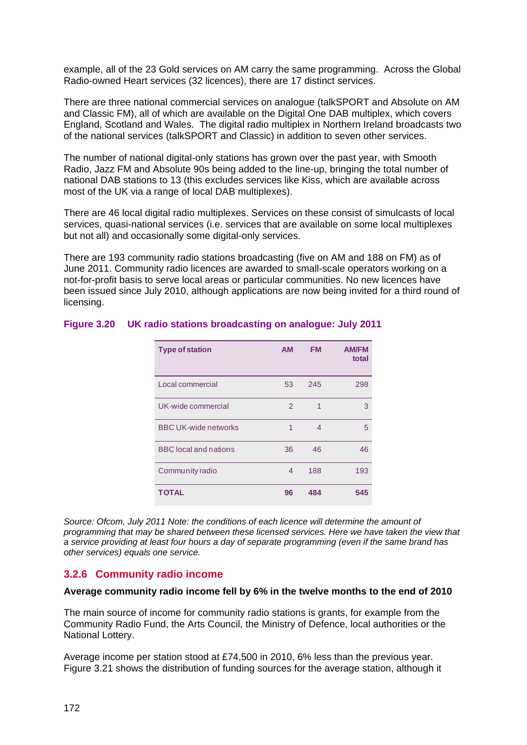example, all of the 23 Gold services on AM carry the same programming. Across the Global Radio-owned Heart services (32 licences), there are 17 distinct services.

There are three national commercial services on analogue (talkSPORT and Absolute on AM and Classic FM), all of which are available on the Digital One DAB multiplex, which covers England, Scotland and Wales. The digital radio multiplex in Northern Ireland broadcasts two of the national services (talkSPORT and Classic) in addition to seven other services.

The number of national digital-only stations has grown over the past year, with Smooth Radio, Jazz FM and Absolute 90s being added to the line-up, bringing the total number of national DAB stations to 13 (this excludes services like Kiss, which are available across most of the UK via a range of local DAB multiplexes).

There are 46 local digital radio multiplexes. Services on these consist of simulcasts of local services, quasi-national services (i.e. services that are available on some local multiplexes but not all) and occasionally some digital-only services.

There are 193 community radio stations broadcasting (five on AM and 188 on FM) as of June 2011. Community radio licences are awarded to small-scale operators working on a not-for-profit basis to serve local areas or particular communities. No new licences have been issued since July 2010, although applications are now being invited for a third round of licensing.

**Figure 3.20 UK radio stations broadcasting on analogue: July 2011**

| Type of station | AM | FM | AM/FM total |
|---|---|---|---|
| Local commercial | 53 | 245 | 298 |
| UK-wide commercial | 2 | 1 | 3 |
| BBC UK-wide networks | 1 | 4 | 5 |
| BBC local and nations | 36 | 46 | 46 |
| Community radio | 4 | 188 | 193 |
| **TOTAL** | **96** | **484** | **545** |

*Source: Ofcom, July 2011 Note: the conditions of each licence will determine the amount of programming that may be shared between these licensed services. Here we have taken the view that a service providing at least four hours a day of separate programming (even if the same brand has other services) equals one service.*

### 3.2.6 Community radio income

**Average community radio income fell by 6% in the twelve months to the end of 2010**

The main source of income for community radio stations is grants, for example from the Community Radio Fund, the Arts Council, the Ministry of Defence, local authorities or the National Lottery.

Average income per station stood at £74,500 in 2010, 6% less than the previous year. Figure 3.21 shows the distribution of funding sources for the average station, although it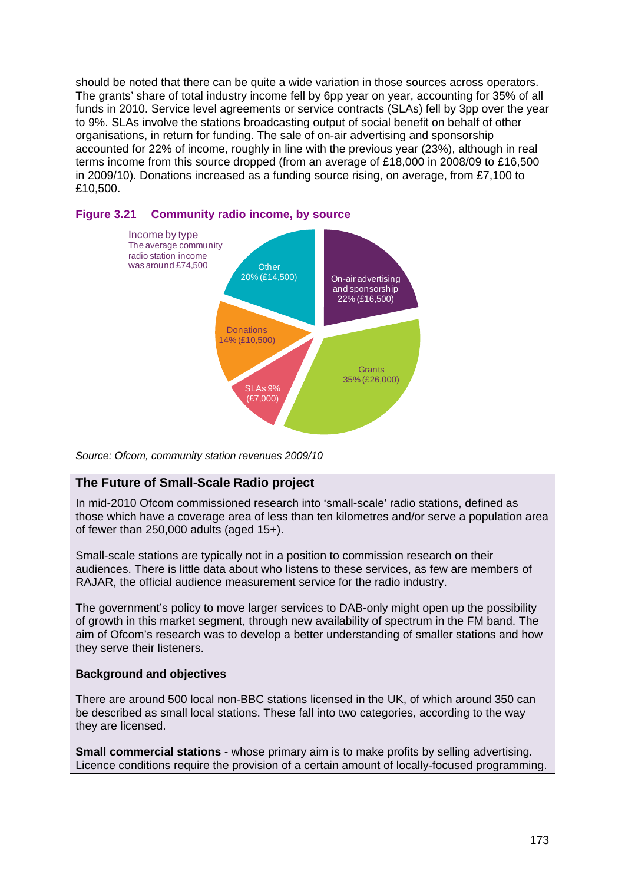should be noted that there can be quite a wide variation in those sources across operators. The grants' share of total industry income fell by 6pp year on year, accounting for 35% of all funds in 2010. Service level agreements or service contracts (SLAs) fell by 3pp over the year to 9%. SLAs involve the stations broadcasting output of social benefit on behalf of other organisations, in return for funding. The sale of on-air advertising and sponsorship accounted for 22% of income, roughly in line with the previous year (23%), although in real terms income from this source dropped (from an average of £18,000 in 2008/09 to £16,500 in 2009/10). Donations increased as a funding source rising, on average, from £7,100 to £10,500.

**Figure 3.21 Community radio income, by source**

Income by type
The average community radio station income was around £74,500

- Other 20% (£14,500)
- On-air advertising and sponsorship 22% (£16,500)
- Grants 35% (£26,000)
- SLAs 9% (£7,000)
- Donations 14% (£10,500)

*Source: Ofcom, community station revenues 2009/10*

## The Future of Small-Scale Radio project

In mid-2010 Ofcom commissioned research into 'small-scale' radio stations, defined as those which have a coverage area of less than ten kilometres and/or serve a population area of fewer than 250,000 adults (aged 15+).

Small-scale stations are typically not in a position to commission research on their audiences. There is little data about who listens to these services, as few are members of RAJAR, the official audience measurement service for the radio industry.

The government's policy to move larger services to DAB-only might open up the possibility of growth in this market segment, through new availability of spectrum in the FM band. The aim of Ofcom's research was to develop a better understanding of smaller stations and how they serve their listeners.

### Background and objectives

There are around 500 local non-BBC stations licensed in the UK, of which around 350 can be described as small local stations. These fall into two categories, according to the way they are licensed.

**Small commercial stations** - whose primary aim is to make profits by selling advertising. Licence conditions require the provision of a certain amount of locally-focused programming.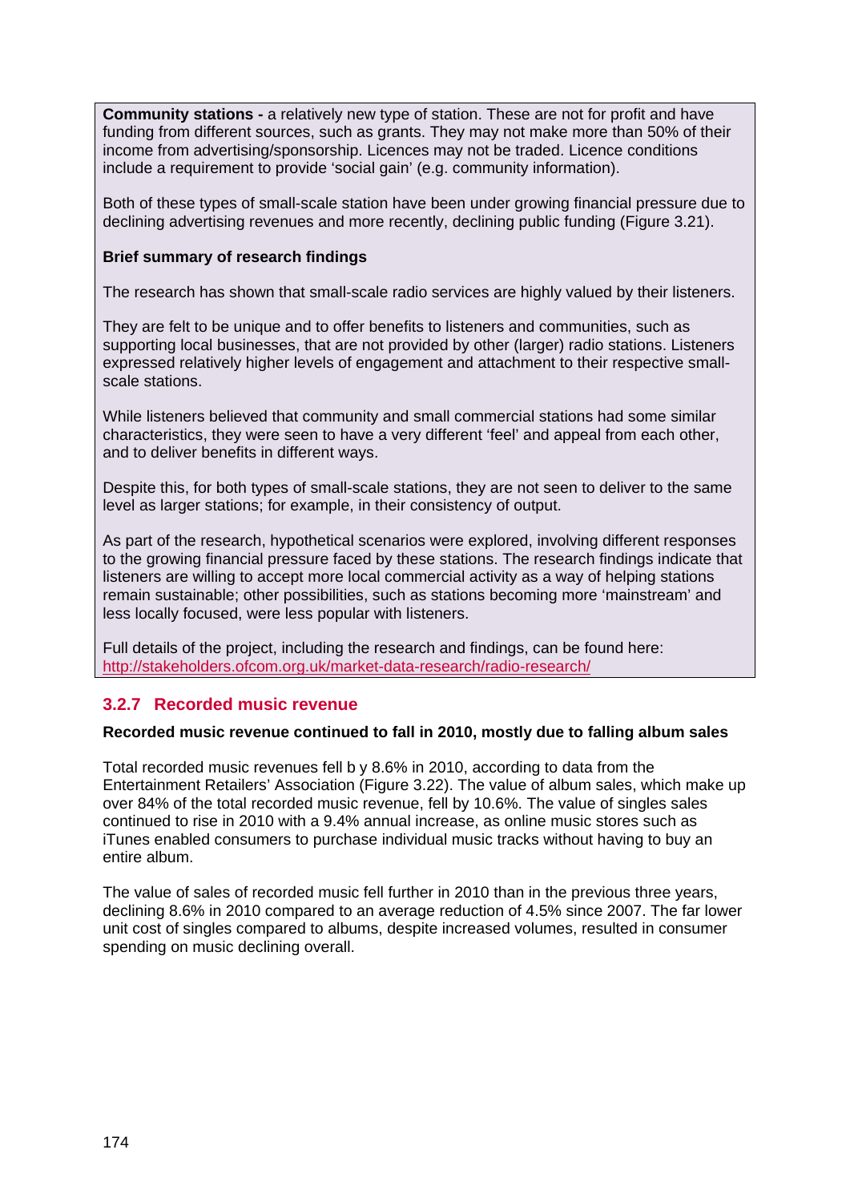**Community stations -** a relatively new type of station. These are not for profit and have funding from different sources, such as grants. They may not make more than 50% of their income from advertising/sponsorship. Licences may not be traded. Licence conditions include a requirement to provide 'social gain' (e.g. community information).

Both of these types of small-scale station have been under growing financial pressure due to declining advertising revenues and more recently, declining public funding (Figure 3.21).

**Brief summary of research findings**

The research has shown that small-scale radio services are highly valued by their listeners.

They are felt to be unique and to offer benefits to listeners and communities, such as supporting local businesses, that are not provided by other (larger) radio stations. Listeners expressed relatively higher levels of engagement and attachment to their respective small-scale stations.

While listeners believed that community and small commercial stations had some similar characteristics, they were seen to have a very different 'feel' and appeal from each other, and to deliver benefits in different ways.

Despite this, for both types of small-scale stations, they are not seen to deliver to the same level as larger stations; for example, in their consistency of output.

As part of the research, hypothetical scenarios were explored, involving different responses to the growing financial pressure faced by these stations. The research findings indicate that listeners are willing to accept more local commercial activity as a way of helping stations remain sustainable; other possibilities, such as stations becoming more 'mainstream' and less locally focused, were less popular with listeners.

Full details of the project, including the research and findings, can be found here: http://stakeholders.ofcom.org.uk/market-data-research/radio-research/

### 3.2.7 Recorded music revenue

**Recorded music revenue continued to fall in 2010, mostly due to falling album sales**

Total recorded music revenues fell b y 8.6% in 2010, according to data from the Entertainment Retailers' Association (Figure 3.22). The value of album sales, which make up over 84% of the total recorded music revenue, fell by 10.6%. The value of singles sales continued to rise in 2010 with a 9.4% annual increase, as online music stores such as iTunes enabled consumers to purchase individual music tracks without having to buy an entire album.

The value of sales of recorded music fell further in 2010 than in the previous three years, declining 8.6% in 2010 compared to an average reduction of 4.5% since 2007. The far lower unit cost of singles compared to albums, despite increased volumes, resulted in consumer spending on music declining overall.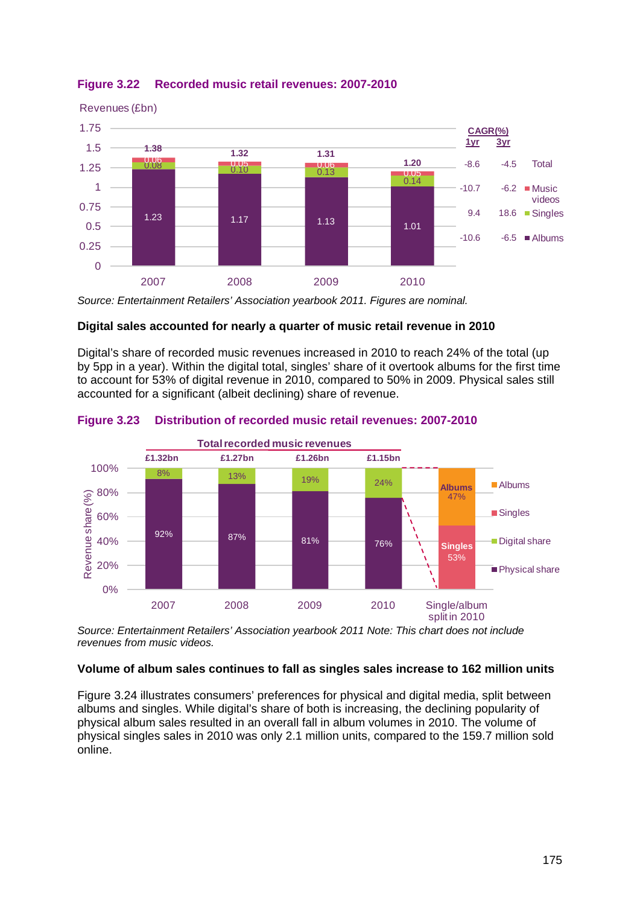**Figure 3.22 Recorded music retail revenues: 2007-2010**

Revenues (£bn)

| | 2007 | 2008 | 2009 | 2010 | CAGR(%) 1yr | CAGR(%) 3yr |
|---|---|---|---|---|---|---|
| Total | 1.38 | 1.32 | 1.31 | 1.20 | -8.6 | -4.5 |
| Music videos | 0.06 | 0.05 | 0.06 | 0.05 | -10.7 | -6.2 |
| Singles | 0.08 | 0.10 | 0.13 | 0.14 | 9.4 | 18.6 |
| Albums | 1.23 | 1.17 | 1.13 | 1.01 | -10.6 | -6.5 |

*Source: Entertainment Retailers' Association yearbook 2011. Figures are nominal.*

**Digital sales accounted for nearly a quarter of music retail revenue in 2010**

Digital's share of recorded music revenues increased in 2010 to reach 24% of the total (up by 5pp in a year). Within the digital total, singles' share of it overtook albums for the first time to account for 53% of digital revenue in 2010, compared to 50% in 2009. Physical sales still accounted for a significant (albeit declining) share of revenue.

**Figure 3.23 Distribution of recorded music retail revenues: 2007-2010**

Revenue share (%)

| | 2007 | 2008 | 2009 | 2010 |
|---|---|---|---|---|
| Total recorded music revenues | £1.32bn | £1.27bn | £1.26bn | £1.15bn |
| Digital share | 8% | 13% | 19% | 24% |
| Physical share | 92% | 87% | 81% | 76% |

Single/album split in 2010: Albums 47%, Singles 53%

*Source: Entertainment Retailers' Association yearbook 2011 Note: This chart does not include revenues from music videos.*

**Volume of album sales continues to fall as singles sales increase to 162 million units**

Figure 3.24 illustrates consumers' preferences for physical and digital media, split between albums and singles. While digital's share of both is increasing, the declining popularity of physical album sales resulted in an overall fall in album volumes in 2010. The volume of physical singles sales in 2010 was only 2.1 million units, compared to the 159.7 million sold online.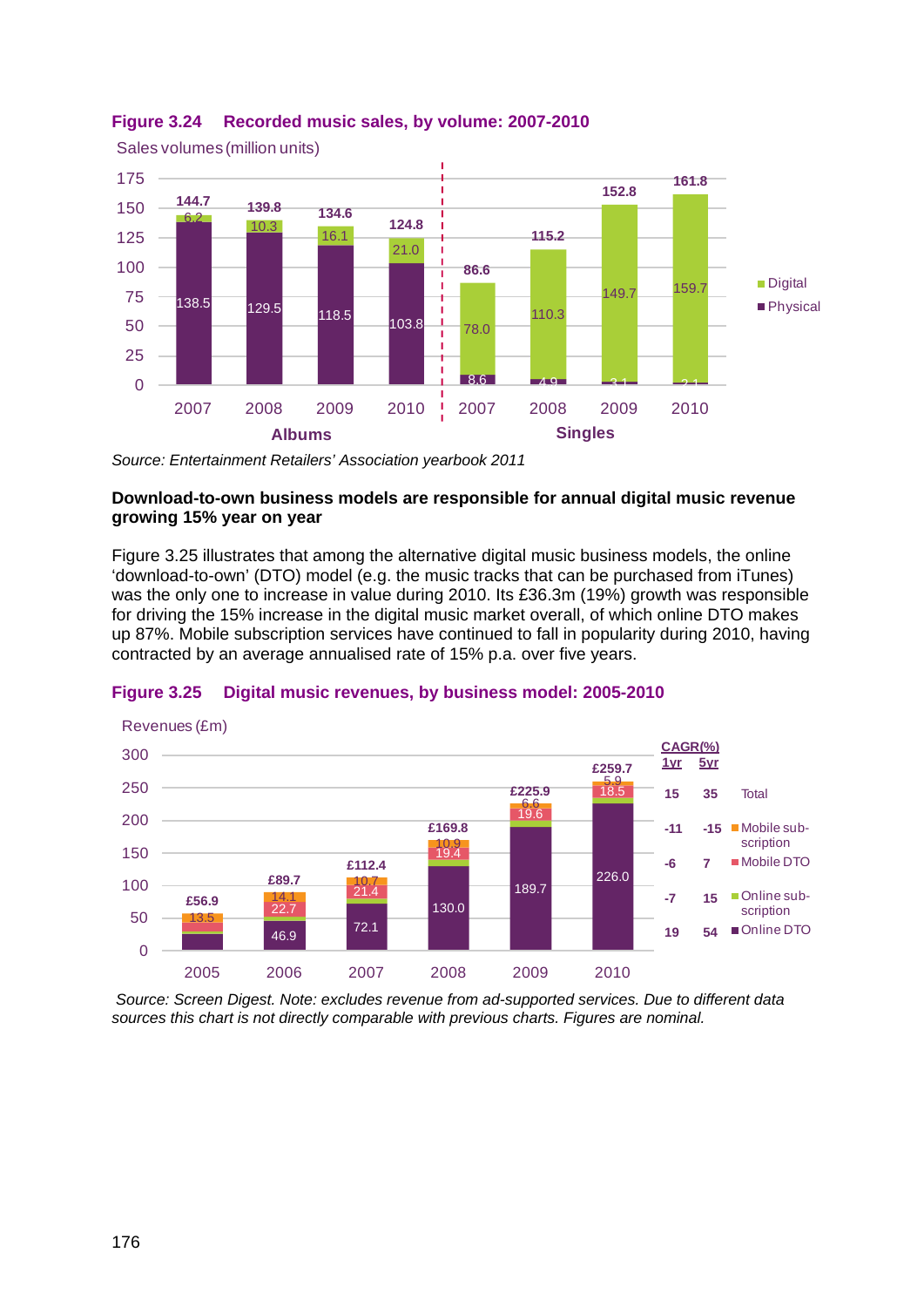**Figure 3.24 Recorded music sales, by volume: 2007-2010**

Sales volumes (million units)

| | Year | Physical | Digital | Total |
|---|---|---|---|---|
| Albums | 2007 | 138.5 | 6.2 | 144.7 |
| Albums | 2008 | 129.5 | 10.3 | 139.8 |
| Albums | 2009 | 118.5 | 16.1 | 134.6 |
| Albums | 2010 | 103.8 | 21.0 | 124.8 |
| Singles | 2007 | 8.6 | 78.0 | 86.6 |
| Singles | 2008 | 4.9 | 110.3 | 115.2 |
| Singles | 2009 | 3.1 | 149.7 | 152.8 |
| Singles | 2010 | 2.1 | 159.7 | 161.8 |

*Source: Entertainment Retailers' Association yearbook 2011*

**Download-to-own business models are responsible for annual digital music revenue growing 15% year on year**

Figure 3.25 illustrates that among the alternative digital music business models, the online 'download-to-own' (DTO) model (e.g. the music tracks that can be purchased from iTunes) was the only one to increase in value during 2010. Its £36.3m (19%) growth was responsible for driving the 15% increase in the digital music market overall, of which online DTO makes up 87%. Mobile subscription services have continued to fall in popularity during 2010, having contracted by an average annualised rate of 15% p.a. over five years.

**Figure 3.25 Digital music revenues, by business model: 2005-2010**

Revenues (£m)

| Year | Online DTO | Mobile DTO | Mobile subscription | Total |
|---|---|---|---|---|
| 2005 | | 13.5 | | £56.9 |
| 2006 | 46.9 | 22.7 | 14.1 | £89.7 |
| 2007 | 72.1 | 21.4 | 10.7 | £112.4 |
| 2008 | 130.0 | 19.4 | 10.9 | £169.8 |
| 2009 | 189.7 | 19.6 | 6.6 | £225.9 |
| 2010 | 226.0 | 18.5 | 5.9 | £259.7 |

| CAGR(%) | 1yr | 5yr |
|---|---|---|
| Total | 15 | 35 |
| Mobile subscription | -11 | -15 |
| Mobile DTO | -6 | 7 |
| Online subscription | -7 | 15 |
| Online DTO | 19 | 54 |

*Source: Screen Digest. Note: excludes revenue from ad-supported services. Due to different data sources this chart is not directly comparable with previous charts. Figures are nominal.*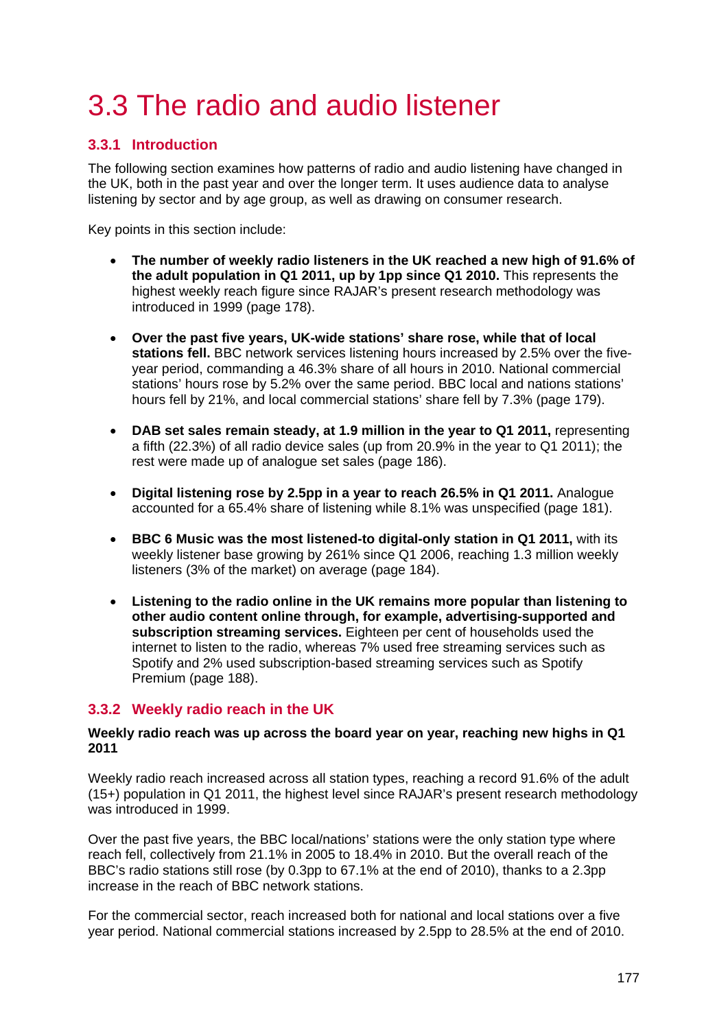# 3.3 The radio and audio listener

## 3.3.1 Introduction

The following section examines how patterns of radio and audio listening have changed in the UK, both in the past year and over the longer term. It uses audience data to analyse listening by sector and by age group, as well as drawing on consumer research.

Key points in this section include:

- **The number of weekly radio listeners in the UK reached a new high of 91.6% of the adult population in Q1 2011, up by 1pp since Q1 2010.** This represents the highest weekly reach figure since RAJAR's present research methodology was introduced in 1999 (page 178).
- **Over the past five years, UK-wide stations' share rose, while that of local stations fell.** BBC network services listening hours increased by 2.5% over the five-year period, commanding a 46.3% share of all hours in 2010. National commercial stations' hours rose by 5.2% over the same period. BBC local and nations stations' hours fell by 21%, and local commercial stations' share fell by 7.3% (page 179).
- **DAB set sales remain steady, at 1.9 million in the year to Q1 2011,** representing a fifth (22.3%) of all radio device sales (up from 20.9% in the year to Q1 2011); the rest were made up of analogue set sales (page 186).
- **Digital listening rose by 2.5pp in a year to reach 26.5% in Q1 2011.** Analogue accounted for a 65.4% share of listening while 8.1% was unspecified (page 181).
- **BBC 6 Music was the most listened-to digital-only station in Q1 2011,** with its weekly listener base growing by 261% since Q1 2006, reaching 1.3 million weekly listeners (3% of the market) on average (page 184).
- **Listening to the radio online in the UK remains more popular than listening to other audio content online through, for example, advertising-supported and subscription streaming services.** Eighteen per cent of households used the internet to listen to the radio, whereas 7% used free streaming services such as Spotify and 2% used subscription-based streaming services such as Spotify Premium (page 188).

## 3.3.2 Weekly radio reach in the UK

**Weekly radio reach was up across the board year on year, reaching new highs in Q1 2011**

Weekly radio reach increased across all station types, reaching a record 91.6% of the adult (15+) population in Q1 2011, the highest level since RAJAR's present research methodology was introduced in 1999.

Over the past five years, the BBC local/nations' stations were the only station type where reach fell, collectively from 21.1% in 2005 to 18.4% in 2010. But the overall reach of the BBC's radio stations still rose (by 0.3pp to 67.1% at the end of 2010), thanks to a 2.3pp increase in the reach of BBC network stations.

For the commercial sector, reach increased both for national and local stations over a five year period. National commercial stations increased by 2.5pp to 28.5% at the end of 2010.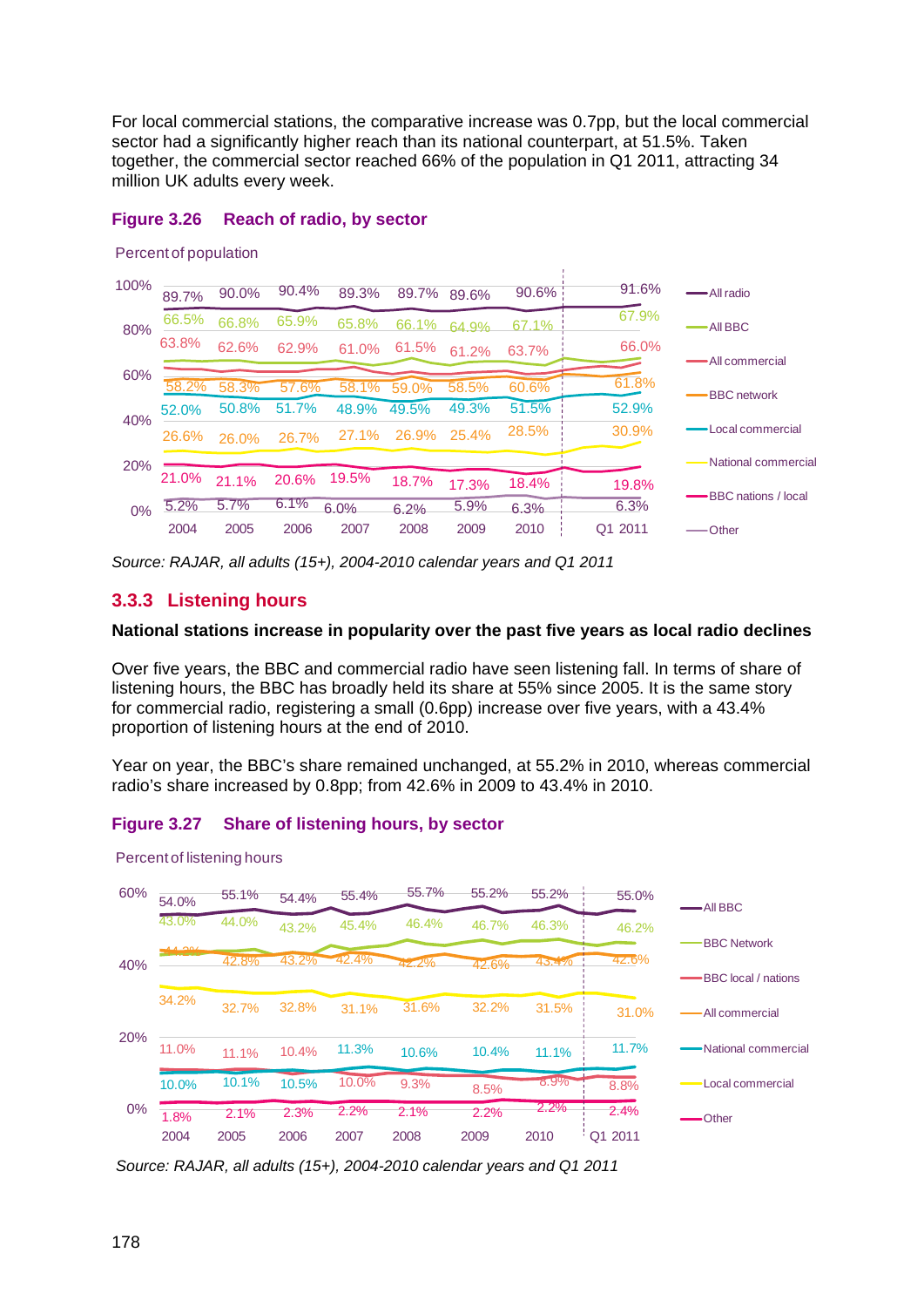For local commercial stations, the comparative increase was 0.7pp, but the local commercial sector had a significantly higher reach than its national counterpart, at 51.5%. Taken together, the commercial sector reached 66% of the population in Q1 2011, attracting 34 million UK adults every week.

**Figure 3.26 Reach of radio, by sector**

Percent of population

| | 2004 | 2005 | 2006 | 2007 | 2008 | 2009 | 2010 | Q1 2011 |
|---|---|---|---|---|---|---|---|---|
| All radio | 89.7% | 90.0% | 90.4% | 89.3% | 89.7% | 89.6% | 90.6% | 91.6% |
| All BBC | 66.5% | 66.8% | 65.9% | 65.8% | 66.1% | 64.9% | 67.1% | 67.9% |
| All commercial | 63.8% | 62.6% | 62.9% | 61.0% | 61.5% | 61.2% | 63.7% | 66.0% |
| BBC network | 58.2% | 58.3% | 57.6% | 58.1% | 59.0% | 58.5% | 60.6% | 61.8% |
| Local commercial | 52.0% | 50.8% | 51.7% | 48.9% | 49.5% | 49.3% | 51.5% | 52.9% |
| National commercial | 26.6% | 26.0% | 26.7% | 27.1% | 26.9% | 25.4% | 28.5% | 30.9% |
| BBC nations / local | 21.0% | 21.1% | 20.6% | 19.5% | 18.7% | 17.3% | 18.4% | 19.8% |
| Other | 5.2% | 5.7% | 6.1% | 6.0% | 6.2% | 5.9% | 6.3% | 6.3% |

*Source: RAJAR, all adults (15+), 2004-2010 calendar years and Q1 2011*

### 3.3.3 Listening hours

**National stations increase in popularity over the past five years as local radio declines**

Over five years, the BBC and commercial radio have seen listening fall. In terms of share of listening hours, the BBC has broadly held its share at 55% since 2005. It is the same story for commercial radio, registering a small (0.6pp) increase over five years, with a 43.4% proportion of listening hours at the end of 2010.

Year on year, the BBC's share remained unchanged, at 55.2% in 2010, whereas commercial radio's share increased by 0.8pp; from 42.6% in 2009 to 43.4% in 2010.

**Figure 3.27 Share of listening hours, by sector**

Percent of listening hours

| | 2004 | 2005 | 2006 | 2007 | 2008 | 2009 | 2010 | Q1 2011 |
|---|---|---|---|---|---|---|---|---|
| All BBC | 54.0% | 55.1% | 54.4% | 55.4% | 55.7% | 55.2% | 55.2% | 55.0% |
| BBC Network | 43.0% | 44.0% | 43.2% | 45.4% | 46.4% | 46.7% | 46.3% | 46.2% |
| All commercial | 44.3% | 42.8% | 43.2% | 42.4% | 42.2% | 42.6% | 43.4% | 42.6% |
| Local commercial | 34.2% | 32.7% | 32.8% | 31.1% | 31.6% | 32.2% | 31.5% | 31.0% |
| BBC local / nations | 11.0% | 11.1% | 10.4% | 10.0% | 9.3% | 8.5% | 8.9% | 8.8% |
| National commercial | 10.0% | 10.1% | 10.5% | 11.3% | 10.6% | 10.4% | 11.1% | 11.7% |
| Other | 1.8% | 2.1% | 2.3% | 2.2% | 2.1% | 2.2% | 2.2% | 2.4% |

*Source: RAJAR, all adults (15+), 2004-2010 calendar years and Q1 2011*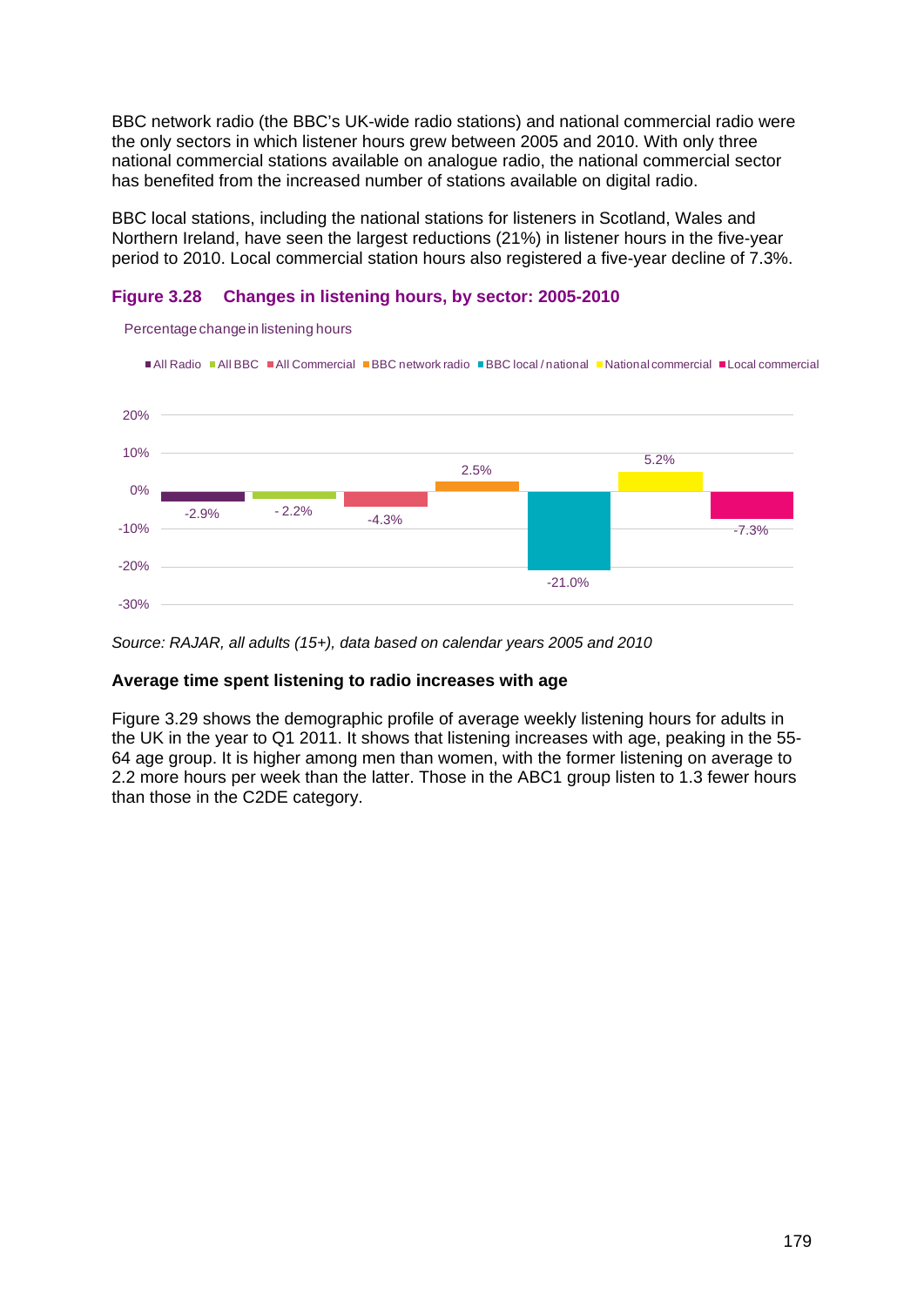BBC network radio (the BBC's UK-wide radio stations) and national commercial radio were the only sectors in which listener hours grew between 2005 and 2010. With only three national commercial stations available on analogue radio, the national commercial sector has benefited from the increased number of stations available on digital radio.

BBC local stations, including the national stations for listeners in Scotland, Wales and Northern Ireland, have seen the largest reductions (21%) in listener hours in the five-year period to 2010. Local commercial station hours also registered a five-year decline of 7.3%.

**Figure 3.28 Changes in listening hours, by sector: 2005-2010**

Percentage change in listening hours

| Sector | Percentage change |
|---|---|
| All Radio | -2.9% |
| All BBC | - 2.2% |
| All Commercial | -4.3% |
| BBC network radio | 2.5% |
| BBC local / national | -21.0% |
| National commercial | 5.2% |
| Local commercial | -7.3% |

*Source: RAJAR, all adults (15+), data based on calendar years 2005 and 2010*

**Average time spent listening to radio increases with age**

Figure 3.29 shows the demographic profile of average weekly listening hours for adults in the UK in the year to Q1 2011. It shows that listening increases with age, peaking in the 55-64 age group. It is higher among men than women, with the former listening on average to 2.2 more hours per week than the latter. Those in the ABC1 group listen to 1.3 fewer hours than those in the C2DE category.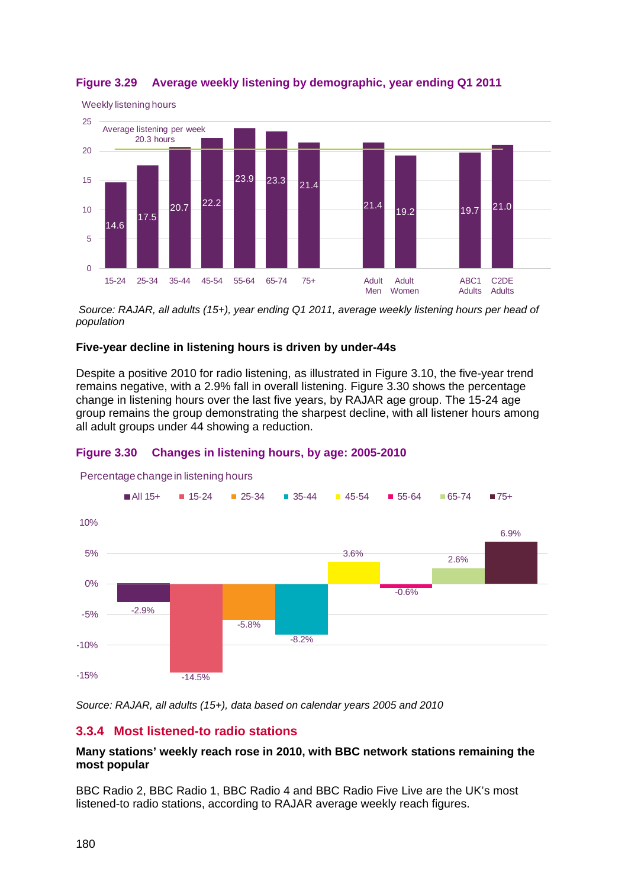**Figure 3.29 Average weekly listening by demographic, year ending Q1 2011**

Weekly listening hours

Average listening per week 20.3 hours

| Demographic | Weekly listening hours |
|---|---|
| 15-24 | 14.6 |
| 25-34 | 17.5 |
| 35-44 | 20.7 |
| 45-54 | 22.2 |
| 55-64 | 23.9 |
| 65-74 | 23.3 |
| 75+ | 21.4 |
| Adult Men | 21.4 |
| Adult Women | 19.2 |
| ABC1 Adults | 19.7 |
| C2DE Adults | 21.0 |

*Source: RAJAR, all adults (15+), year ending Q1 2011, average weekly listening hours per head of population*

**Five-year decline in listening hours is driven by under-44s**

Despite a positive 2010 for radio listening, as illustrated in Figure 3.10, the five-year trend remains negative, with a 2.9% fall in overall listening. Figure 3.30 shows the percentage change in listening hours over the last five years, by RAJAR age group. The 15-24 age group remains the group demonstrating the sharpest decline, with all listener hours among all adult groups under 44 showing a reduction.

**Figure 3.30 Changes in listening hours, by age: 2005-2010**

Percentage change in listening hours

| Age group | Percentage change |
|---|---|
| All 15+ | -2.9% |
| 15-24 | -14.5% |
| 25-34 | -5.8% |
| 35-44 | -8.2% |
| 45-54 | 3.6% |
| 55-64 | -0.6% |
| 65-74 | 2.6% |
| 75+ | 6.9% |

*Source: RAJAR, all adults (15+), data based on calendar years 2005 and 2010*

## 3.3.4 Most listened-to radio stations

**Many stations' weekly reach rose in 2010, with BBC network stations remaining the most popular**

BBC Radio 2, BBC Radio 1, BBC Radio 4 and BBC Radio Five Live are the UK's most listened-to radio stations, according to RAJAR average weekly reach figures.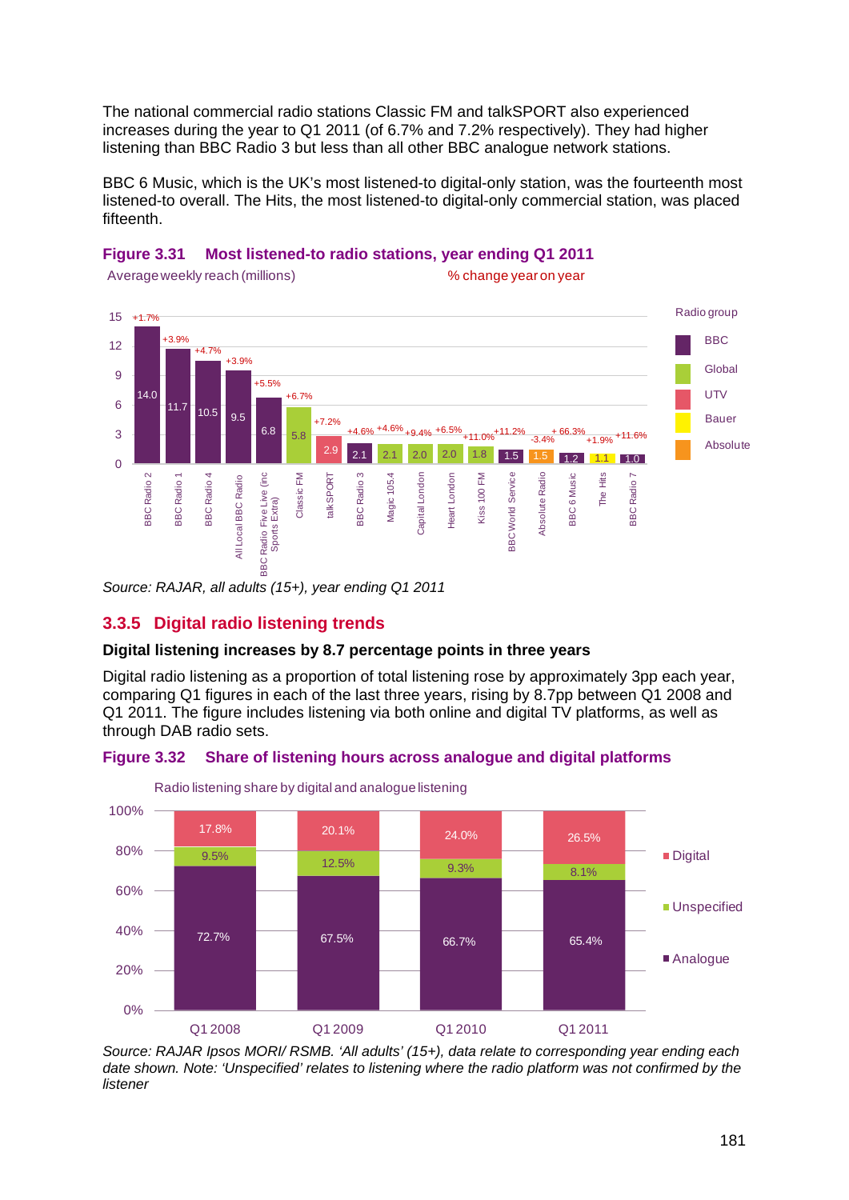The national commercial radio stations Classic FM and talkSPORT also experienced increases during the year to Q1 2011 (of 6.7% and 7.2% respectively). They had higher listening than BBC Radio 3 but less than all other BBC analogue network stations.

BBC 6 Music, which is the UK's most listened-to digital-only station, was the fourteenth most listened-to overall. The Hits, the most listened-to digital-only commercial station, was placed fifteenth.

**Figure 3.31 Most listened-to radio stations, year ending Q1 2011**

Average weekly reach (millions) / % change year on year

| Station | Radio group | Average weekly reach (millions) | % change year on year |
|---|---|---|---|
| BBC Radio 2 | BBC | 14.0 | +1.7% |
| BBC Radio 1 | BBC | 11.7 | +3.9% |
| BBC Radio 4 | BBC | 10.5 | +4.7% |
| All Local BBC Radio | BBC | 9.5 | +3.9% |
| BBC Radio Five Live (inc Sports Extra) | BBC | 6.8 | +5.5% |
| Classic FM | Global | 5.8 | +6.7% |
| talkSPORT | UTV | 2.9 | +7.2% |
| BBC Radio 3 | BBC | 2.1 | +4.6% |
| Magic 105.4 | Bauer | 2.1 | +4.6% |
| Capital London | Global | 2.0 | +9.4% |
| Heart London | Global | 2.0 | +6.5% |
| Kiss 100 FM | Bauer | 1.8 | +11.0% |
| BBC World Service | BBC | 1.5 | +11.2% |
| Absolute Radio | Absolute | 1.5 | -3.4% |
| BBC 6 Music | BBC | 1.2 | + 66.3% |
| The Hits | Bauer | 1.1 | +1.9% |
| BBC Radio 7 | BBC | 1.0 | +11.6% |

*Source: RAJAR, all adults (15+), year ending Q1 2011*

### 3.3.5 Digital radio listening trends

**Digital listening increases by 8.7 percentage points in three years**

Digital radio listening as a proportion of total listening rose by approximately 3pp each year, comparing Q1 figures in each of the last three years, rising by 8.7pp between Q1 2008 and Q1 2011. The figure includes listening via both online and digital TV platforms, as well as through DAB radio sets.

**Figure 3.32 Share of listening hours across analogue and digital platforms**

Radio listening share by digital and analogue listening

| | Q1 2008 | Q1 2009 | Q1 2010 | Q1 2011 |
|---|---|---|---|---|
| Digital | 17.8% | 20.1% | 24.0% | 26.5% |
| Unspecified | 9.5% | 12.5% | 9.3% | 8.1% |
| Analogue | 72.7% | 67.5% | 66.7% | 65.4% |

*Source: RAJAR Ipsos MORI/ RSMB. 'All adults' (15+), data relate to corresponding year ending each date shown. Note: 'Unspecified' relates to listening where the radio platform was not confirmed by the listener*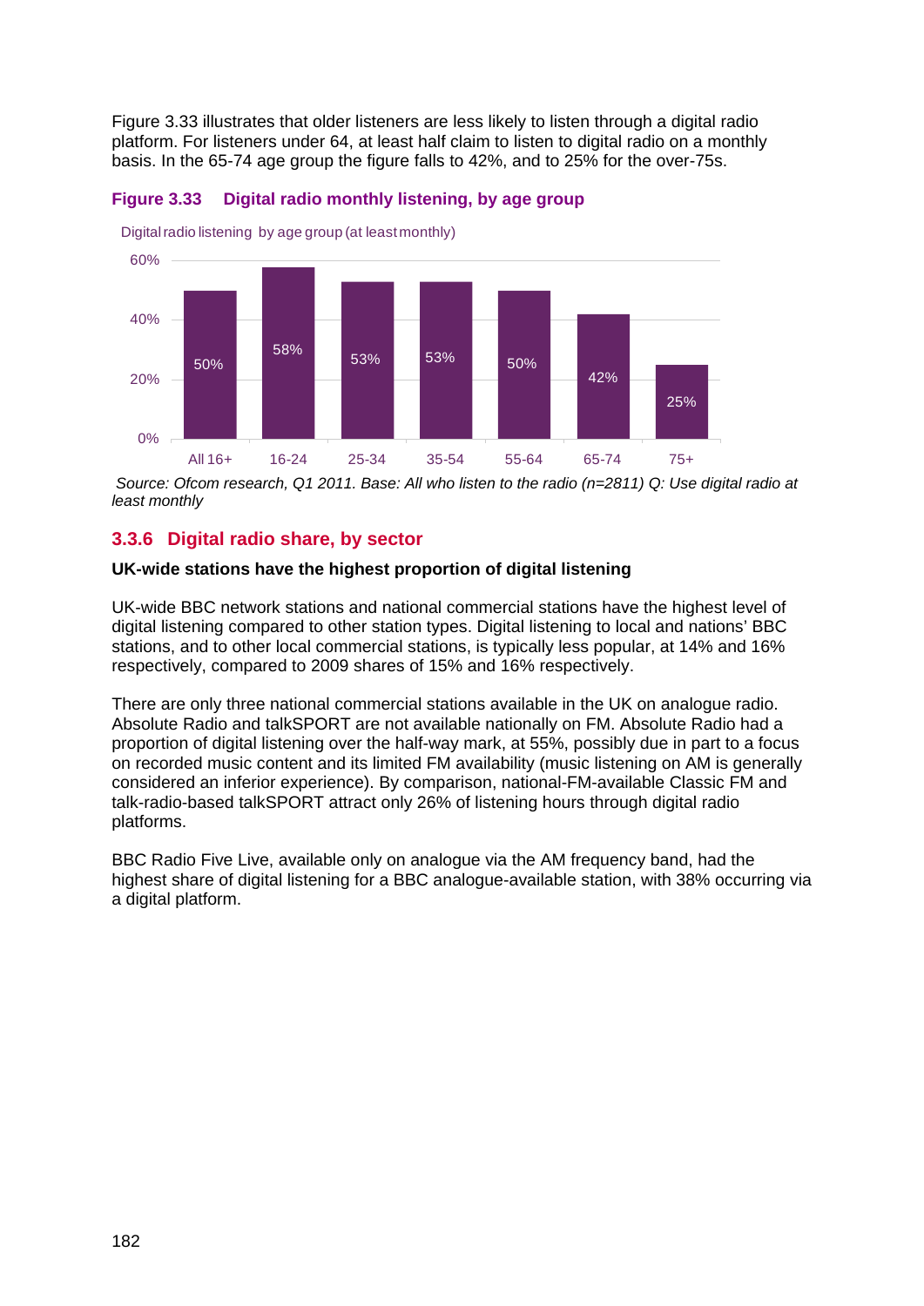Figure 3.33 illustrates that older listeners are less likely to listen through a digital radio platform. For listeners under 64, at least half claim to listen to digital radio on a monthly basis. In the 65-74 age group the figure falls to 42%, and to 25% for the over-75s.

**Figure 3.33 Digital radio monthly listening, by age group**

Digital radio listening by age group (at least monthly)

| Age group | Digital radio listening (at least monthly) |
|---|---|
| All 16+ | 50% |
| 16-24 | 58% |
| 25-34 | 53% |
| 35-54 | 53% |
| 55-64 | 50% |
| 65-74 | 42% |
| 75+ | 25% |

*Source: Ofcom research, Q1 2011. Base: All who listen to the radio (n=2811) Q: Use digital radio at least monthly*

### 3.3.6 Digital radio share, by sector

**UK-wide stations have the highest proportion of digital listening**

UK-wide BBC network stations and national commercial stations have the highest level of digital listening compared to other station types. Digital listening to local and nations' BBC stations, and to other local commercial stations, is typically less popular, at 14% and 16% respectively, compared to 2009 shares of 15% and 16% respectively.

There are only three national commercial stations available in the UK on analogue radio. Absolute Radio and talkSPORT are not available nationally on FM. Absolute Radio had a proportion of digital listening over the half-way mark, at 55%, possibly due in part to a focus on recorded music content and its limited FM availability (music listening on AM is generally considered an inferior experience). By comparison, national-FM-available Classic FM and talk-radio-based talkSPORT attract only 26% of listening hours through digital radio platforms.

BBC Radio Five Live, available only on analogue via the AM frequency band, had the highest share of digital listening for a BBC analogue-available station, with 38% occurring via a digital platform.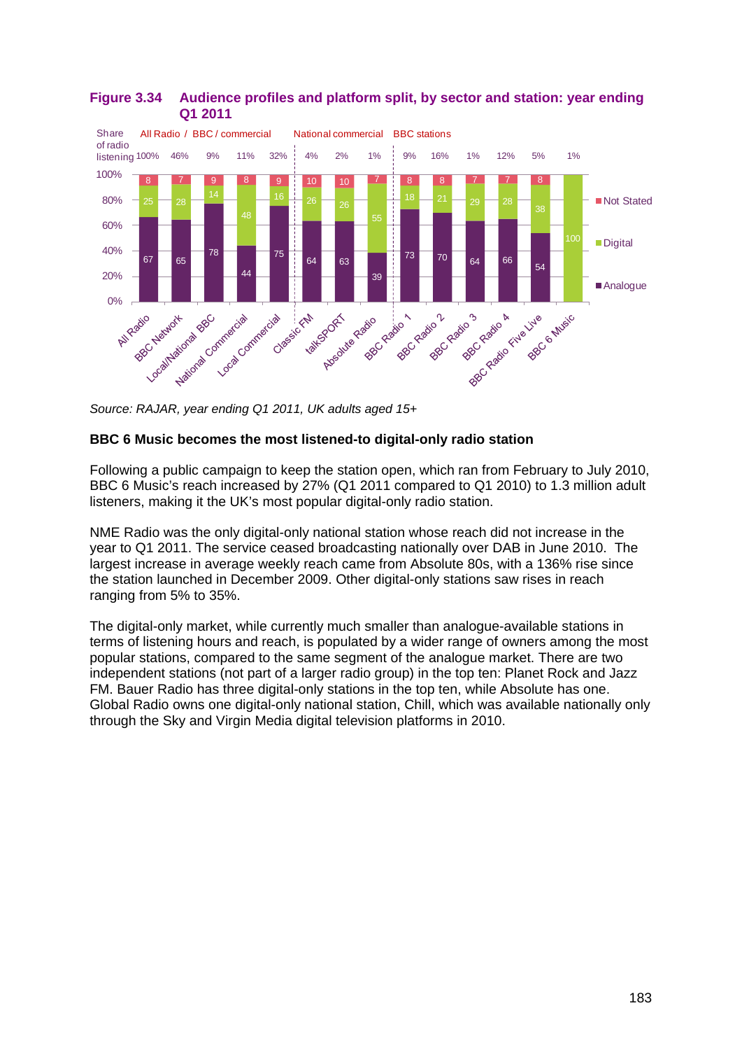**Figure 3.34 Audience profiles and platform split, by sector and station: year ending Q1 2011**

| | All Radio | BBC Network | Local/National BBC | National Commercial | Local Commercial | Classic FM | talkSPORT | Absolute Radio | BBC Radio 1 | BBC Radio 2 | BBC Radio 3 | BBC Radio 4 | BBC Radio Five Live | BBC 6 Music |
|---|---|---|---|---|---|---|---|---|---|---|---|---|---|---|
| Sector | All Radio / BBC / commercial | | | | | National commercial | | | BBC stations | | | | | |
| Share of radio listening | 100% | 46% | 9% | 11% | 32% | 4% | 2% | 1% | 9% | 16% | 1% | 12% | 5% | 1% |
| Not Stated | 8 | 7 | 9 | 8 | 9 | 10 | 10 | 7 | 8 | 8 | 7 | 7 | 8 | |
| Digital | 25 | 28 | 14 | 48 | 16 | 26 | 26 | 55 | 18 | 21 | 29 | 28 | 38 | 100 |
| Analogue | 67 | 65 | 78 | 44 | 75 | 64 | 63 | 39 | 73 | 70 | 64 | 66 | 54 | |

*Source: RAJAR, year ending Q1 2011, UK adults aged 15+*

### BBC 6 Music becomes the most listened-to digital-only radio station

Following a public campaign to keep the station open, which ran from February to July 2010, BBC 6 Music's reach increased by 27% (Q1 2011 compared to Q1 2010) to 1.3 million adult listeners, making it the UK's most popular digital-only radio station.

NME Radio was the only digital-only national station whose reach did not increase in the year to Q1 2011. The service ceased broadcasting nationally over DAB in June 2010. The largest increase in average weekly reach came from Absolute 80s, with a 136% rise since the station launched in December 2009. Other digital-only stations saw rises in reach ranging from 5% to 35%.

The digital-only market, while currently much smaller than analogue-available stations in terms of listening hours and reach, is populated by a wider range of owners among the most popular stations, compared to the same segment of the analogue market. There are two independent stations (not part of a larger radio group) in the top ten: Planet Rock and Jazz FM. Bauer Radio has three digital-only stations in the top ten, while Absolute has one. Global Radio owns one digital-only national station, Chill, which was available nationally only through the Sky and Virgin Media digital television platforms in 2010.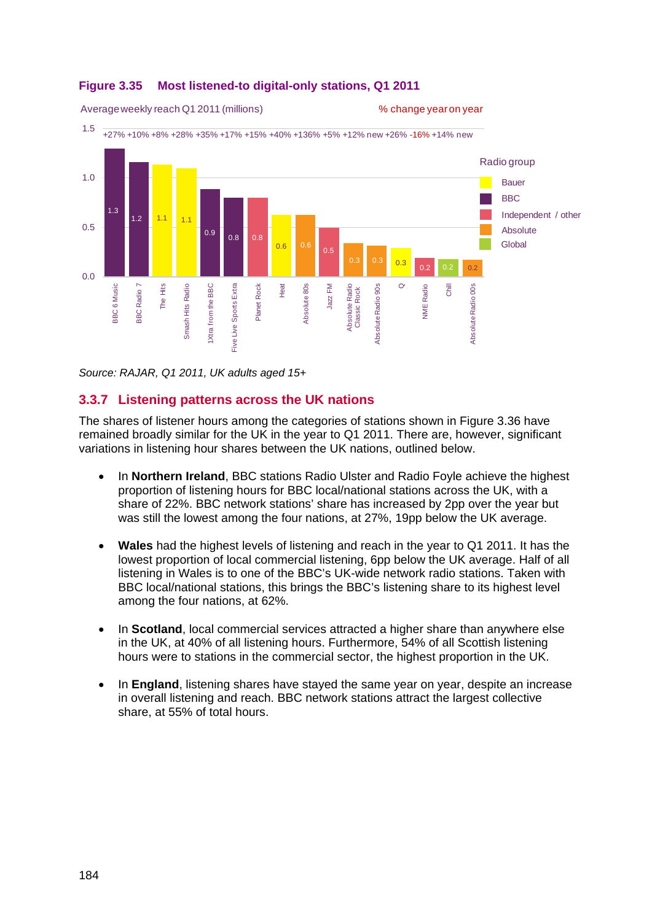**Figure 3.35 Most listened-to digital-only stations, Q1 2011**

Average weekly reach Q1 2011 (millions)

% change year on year

| Station | Radio group | Average weekly reach (millions) | % change year on year |
|---|---|---|---|
| BBC 6 Music | BBC | 1.3 | +27% |
| BBC Radio 7 | BBC | 1.2 | +10% |
| The Hits | Bauer | 1.1 | +8% |
| Smash Hits Radio | Bauer | 1.1 | +28% |
| 1Xtra from the BBC | BBC | 0.9 | +35% |
| Five Live Sports Extra | BBC | 0.8 | +17% |
| Planet Rock | Independent / other | 0.8 | +15% |
| Heat | Bauer | 0.6 | +40% |
| Absolute 80s | Absolute | 0.6 | +136% |
| Jazz FM | Independent / other | 0.5 | +5% |
| Absolute Radio Classic Rock | Absolute | 0.3 | +12% |
| Absolute Radio 90s | Absolute | 0.3 | new |
| Q | Bauer | 0.3 | +26% |
| NME Radio | Independent / other | 0.2 | -16% |
| Chill | Global | 0.2 | +14% |
| Absolute Radio 00s | Absolute | 0.2 | new |

*Source: RAJAR, Q1 2011, UK adults aged 15+*

### 3.3.7 Listening patterns across the UK nations

The shares of listener hours among the categories of stations shown in Figure 3.36 have remained broadly similar for the UK in the year to Q1 2011. There are, however, significant variations in listening hour shares between the UK nations, outlined below.

- In **Northern Ireland**, BBC stations Radio Ulster and Radio Foyle achieve the highest proportion of listening hours for BBC local/national stations across the UK, with a share of 22%. BBC network stations' share has increased by 2pp over the year but was still the lowest among the four nations, at 27%, 19pp below the UK average.

- **Wales** had the highest levels of listening and reach in the year to Q1 2011. It has the lowest proportion of local commercial listening, 6pp below the UK average. Half of all listening in Wales is to one of the BBC's UK-wide network radio stations. Taken with BBC local/national stations, this brings the BBC's listening share to its highest level among the four nations, at 62%.

- In **Scotland**, local commercial services attracted a higher share than anywhere else in the UK, at 40% of all listening hours. Furthermore, 54% of all Scottish listening hours were to stations in the commercial sector, the highest proportion in the UK.

- In **England**, listening shares have stayed the same year on year, despite an increase in overall listening and reach. BBC network stations attract the largest collective share, at 55% of total hours.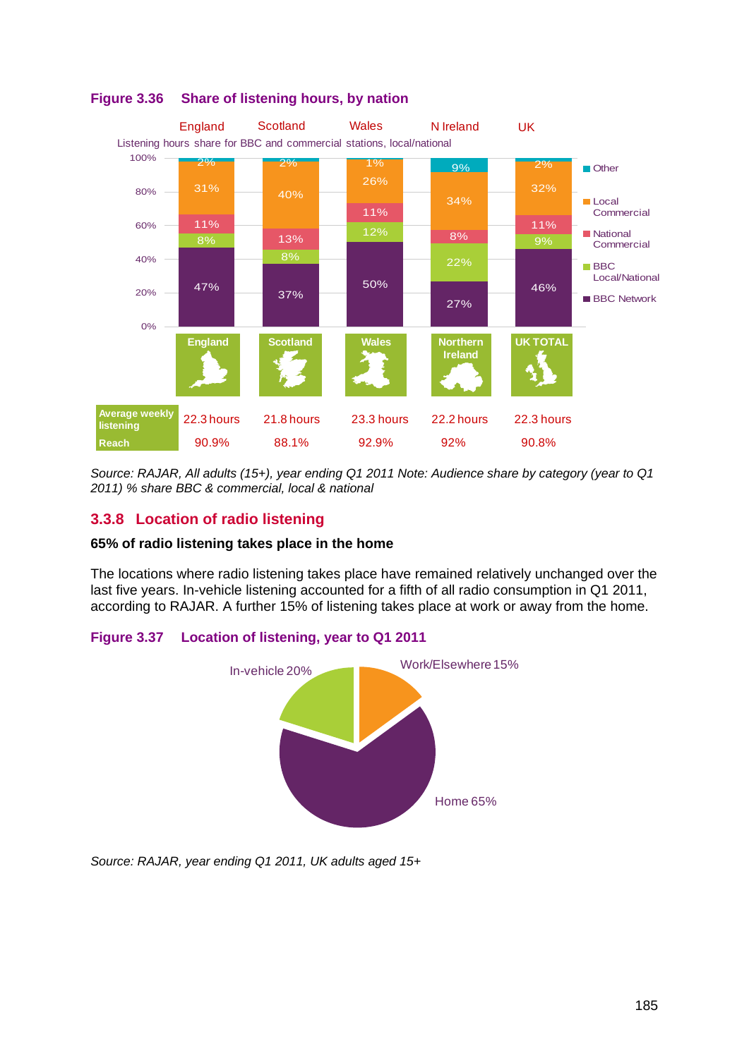**Figure 3.36 Share of listening hours, by nation**

Listening hours share for BBC and commercial stations, local/national

| | England | Scotland | Wales | N Ireland | UK |
|---|---|---|---|---|---|
| Other | 2% | 2% | 1% | 9% | 2% |
| Local Commercial | 31% | 40% | 26% | 34% | 32% |
| National Commercial | 11% | 13% | 11% | 8% | 11% |
| BBC Local/National | 8% | 8% | 12% | 22% | 9% |
| BBC Network | 47% | 37% | 50% | 27% | 46% |

| | England | Scotland | Wales | Northern Ireland | UK TOTAL |
|---|---|---|---|---|---|
| Average weekly listening | 22.3 hours | 21.8 hours | 23.3 hours | 22.2 hours | 22.3 hours |
| Reach | 90.9% | 88.1% | 92.9% | 92% | 90.8% |

*Source: RAJAR, All adults (15+), year ending Q1 2011 Note: Audience share by category (year to Q1 2011) % share BBC & commercial, local & national*

## 3.3.8 Location of radio listening

**65% of radio listening takes place in the home**

The locations where radio listening takes place have remained relatively unchanged over the last five years. In-vehicle listening accounted for a fifth of all radio consumption in Q1 2011, according to RAJAR. A further 15% of listening takes place at work or away from the home.

**Figure 3.37 Location of listening, year to Q1 2011**

| Location | Share |
|---|---|
| Home | 65% |
| In-vehicle | 20% |
| Work/Elsewhere | 15% |

*Source: RAJAR, year ending Q1 2011, UK adults aged 15+*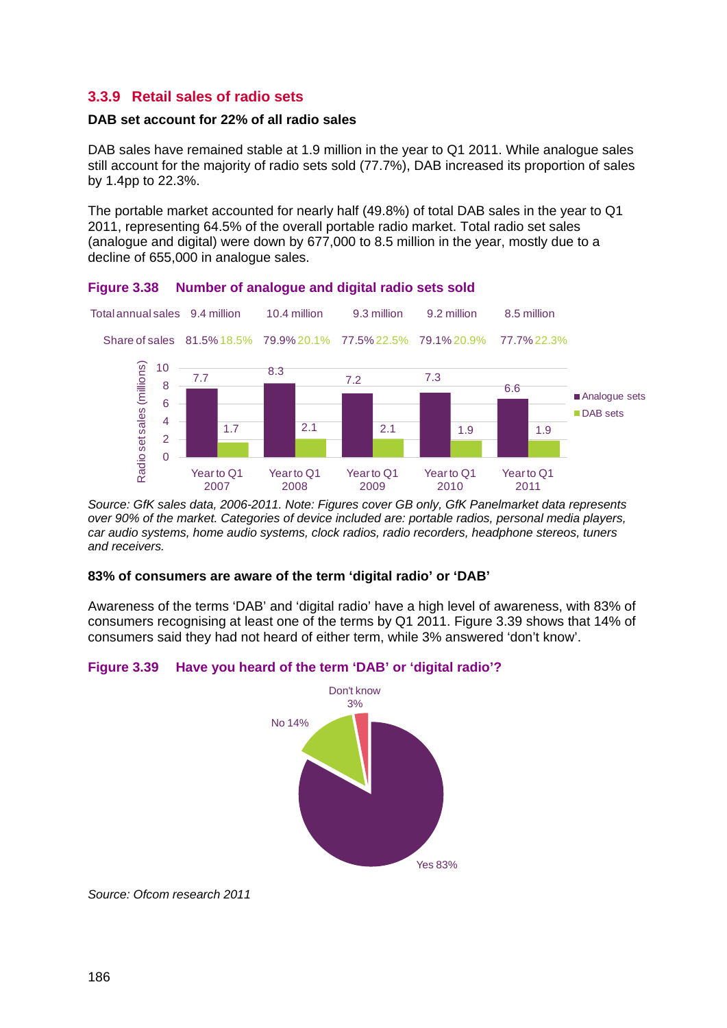### 3.3.9 Retail sales of radio sets

**DAB set account for 22% of all radio sales**

DAB sales have remained stable at 1.9 million in the year to Q1 2011. While analogue sales still account for the majority of radio sets sold (77.7%), DAB increased its proportion of sales by 1.4pp to 22.3%.

The portable market accounted for nearly half (49.8%) of total DAB sales in the year to Q1 2011, representing 64.5% of the overall portable radio market. Total radio set sales (analogue and digital) were down by 677,000 to 8.5 million in the year, mostly due to a decline of 655,000 in analogue sales.

**Figure 3.38 Number of analogue and digital radio sets sold**

| | Year to Q1 2007 | Year to Q1 2008 | Year to Q1 2009 | Year to Q1 2010 | Year to Q1 2011 |
|---|---|---|---|---|---|
| Total annual sales | 9.4 million | 10.4 million | 9.3 million | 9.2 million | 8.5 million |
| Share of sales (Analogue / DAB) | 81.5% / 18.5% | 79.9% / 20.1% | 77.5% / 22.5% | 79.1% / 20.9% | 77.7% / 22.3% |
| Analogue sets (millions) | 7.7 | 8.3 | 7.2 | 7.3 | 6.6 |
| DAB sets (millions) | 1.7 | 2.1 | 2.1 | 1.9 | 1.9 |

*Source: GfK sales data, 2006-2011. Note: Figures cover GB only, GfK Panelmarket data represents over 90% of the market. Categories of device included are: portable radios, personal media players, car audio systems, home audio systems, clock radios, radio recorders, headphone stereos, tuners and receivers.*

**83% of consumers are aware of the term 'digital radio' or 'DAB'**

Awareness of the terms 'DAB' and 'digital radio' have a high level of awareness, with 83% of consumers recognising at least one of the terms by Q1 2011. Figure 3.39 shows that 14% of consumers said they had not heard of either term, while 3% answered 'don't know'.

**Figure 3.39 Have you heard of the term 'DAB' or 'digital radio'?**

| Response | Share |
|---|---|
| Yes | 83% |
| No | 14% |
| Don't know | 3% |

*Source: Ofcom research 2011*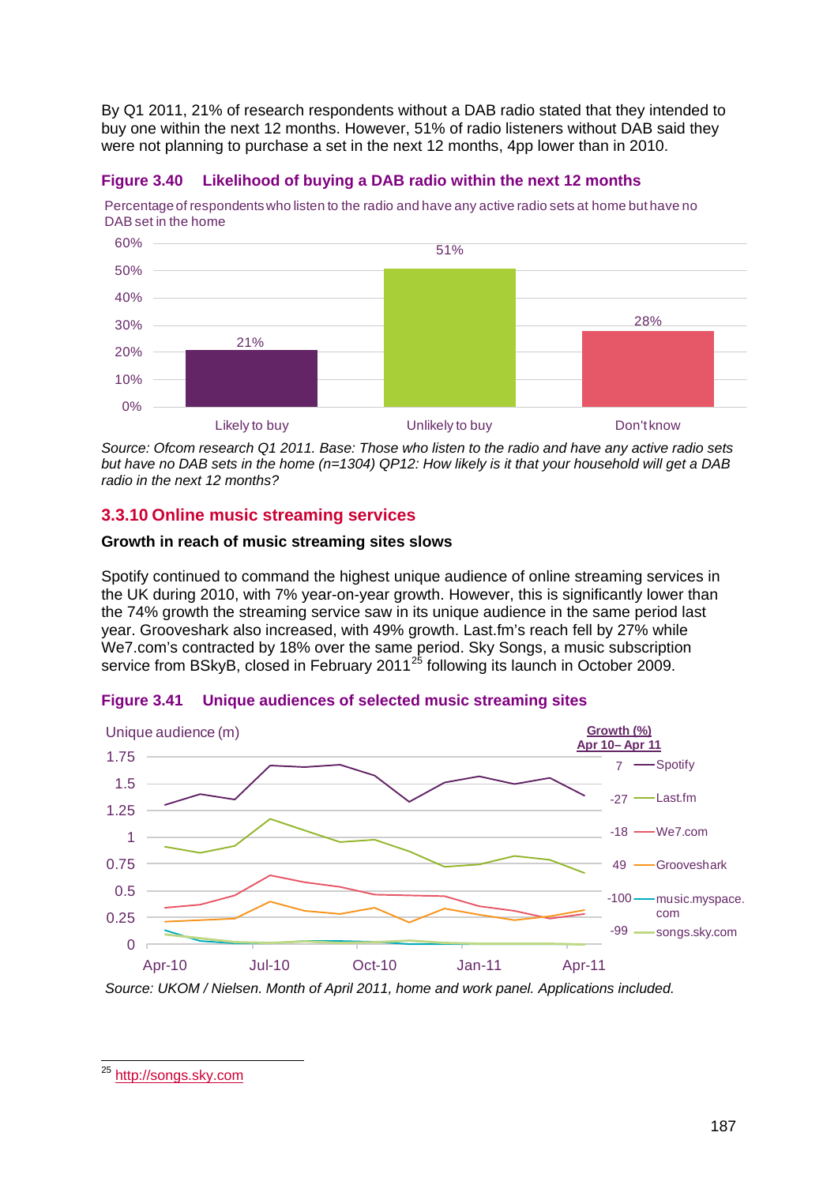By Q1 2011, 21% of research respondents without a DAB radio stated that they intended to buy one within the next 12 months. However, 51% of radio listeners without DAB said they were not planning to purchase a set in the next 12 months, 4pp lower than in 2010.

**Figure 3.40 Likelihood of buying a DAB radio within the next 12 months**

Percentage of respondents who listen to the radio and have any active radio sets at home but have no DAB set in the home

| | Likely to buy | Unlikely to buy | Don't know |
|---|---|---|---|
| % | 21% | 51% | 28% |

*Source: Ofcom research Q1 2011. Base: Those who listen to the radio and have any active radio sets but have no DAB sets in the home (n=1304) QP12: How likely is it that your household will get a DAB radio in the next 12 months?*

### 3.3.10 Online music streaming services

**Growth in reach of music streaming sites slows**

Spotify continued to command the highest unique audience of online streaming services in the UK during 2010, with 7% year-on-year growth. However, this is significantly lower than the 74% growth the streaming service saw in its unique audience in the same period last year. Grooveshark also increased, with 49% growth. Last.fm's reach fell by 27% while We7.com's contracted by 18% over the same period. Sky Songs, a music subscription service from BSkyB, closed in February 2011[25] following its launch in October 2009.

**Figure 3.41 Unique audiences of selected music streaming sites**

Unique audience (m)

| Site | Growth (%) Apr 10– Apr 11 |
|---|---|
| Spotify | 7 |
| Last.fm | -27 |
| We7.com | -18 |
| Grooveshark | 49 |
| music.myspace.com | -100 |
| songs.sky.com | -99 |

*Source: UKOM / Nielsen. Month of April 2011, home and work panel. Applications included.*

[25] http://songs.sky.com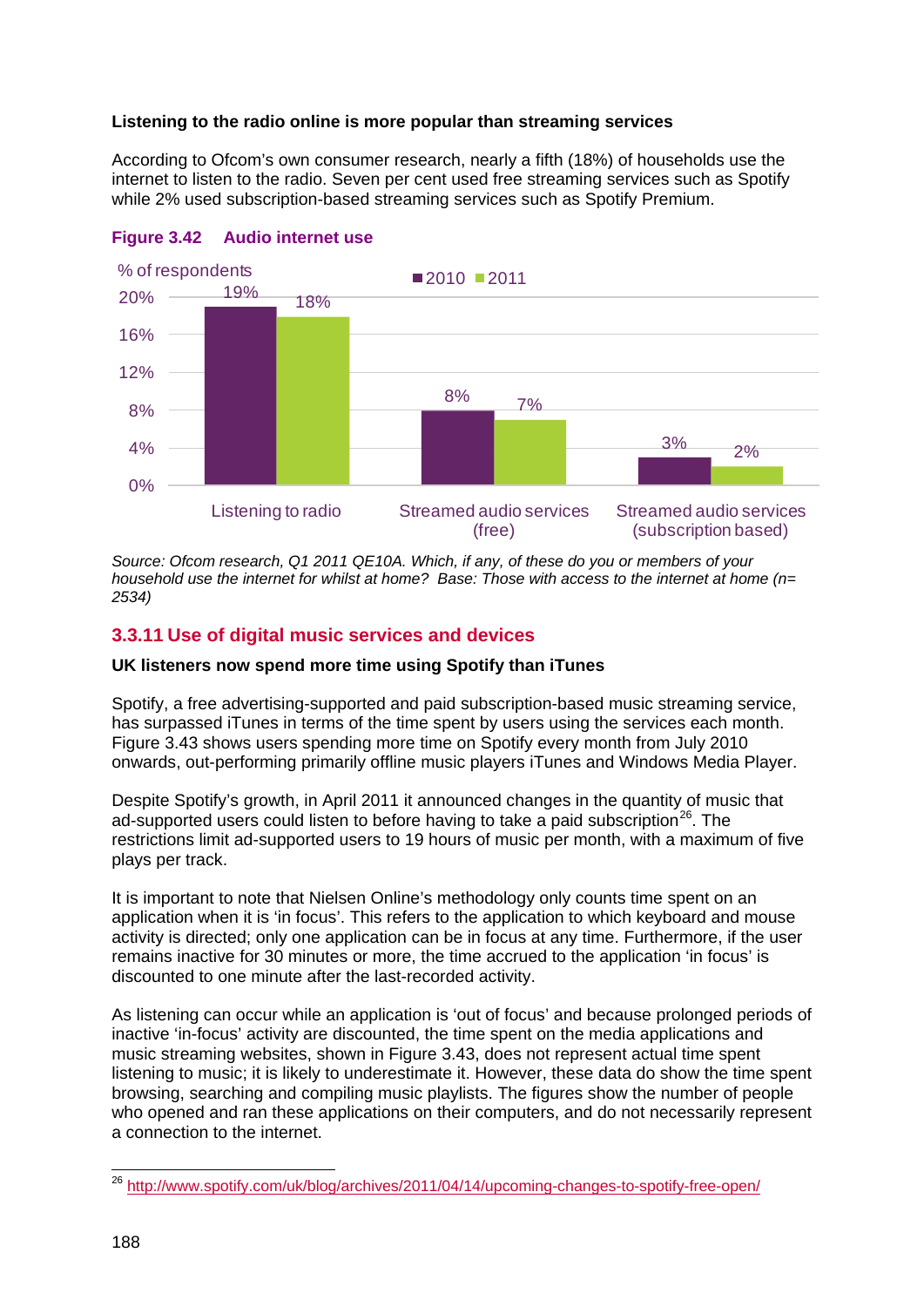**Listening to the radio online is more popular than streaming services**

According to Ofcom's own consumer research, nearly a fifth (18%) of households use the internet to listen to the radio. Seven per cent used free streaming services such as Spotify while 2% used subscription-based streaming services such as Spotify Premium.

**Figure 3.42 Audio internet use**

% of respondents

| | 2010 | 2011 |
|---|---|---|
| Listening to radio | 19% | 18% |
| Streamed audio services (free) | 8% | 7% |
| Streamed audio services (subscription based) | 3% | 2% |

*Source: Ofcom research, Q1 2011 QE10A. Which, if any, of these do you or members of your household use the internet for whilst at home? Base: Those with access to the internet at home (n= 2534)*

## 3.3.11 Use of digital music services and devices

**UK listeners now spend more time using Spotify than iTunes**

Spotify, a free advertising-supported and paid subscription-based music streaming service, has surpassed iTunes in terms of the time spent by users using the services each month. Figure 3.43 shows users spending more time on Spotify every month from July 2010 onwards, out-performing primarily offline music players iTunes and Windows Media Player.

Despite Spotify's growth, in April 2011 it announced changes in the quantity of music that ad-supported users could listen to before having to take a paid subscription[26]. The restrictions limit ad-supported users to 19 hours of music per month, with a maximum of five plays per track.

It is important to note that Nielsen Online's methodology only counts time spent on an application when it is 'in focus'. This refers to the application to which keyboard and mouse activity is directed; only one application can be in focus at any time. Furthermore, if the user remains inactive for 30 minutes or more, the time accrued to the application 'in focus' is discounted to one minute after the last-recorded activity.

As listening can occur while an application is 'out of focus' and because prolonged periods of inactive 'in-focus' activity are discounted, the time spent on the media applications and music streaming websites, shown in Figure 3.43, does not represent actual time spent listening to music; it is likely to underestimate it. However, these data do show the time spent browsing, searching and compiling music playlists. The figures show the number of people who opened and ran these applications on their computers, and do not necessarily represent a connection to the internet.

---

[26] http://www.spotify.com/uk/blog/archives/2011/04/14/upcoming-changes-to-spotify-free-open/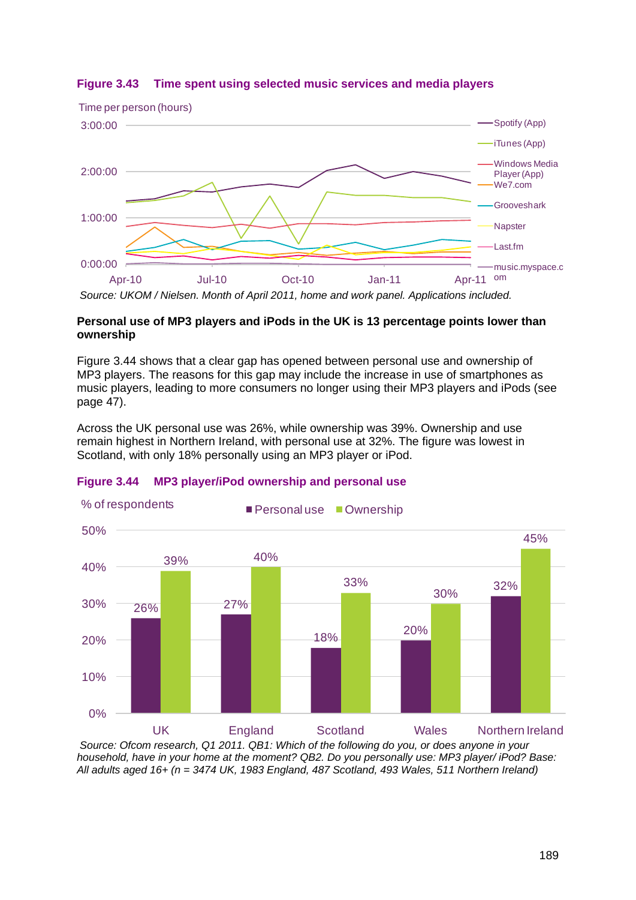**Figure 3.43 Time spent using selected music services and media players**

Time per person (hours)

3:00:00
2:00:00
1:00:00
0:00:00

Apr-10
Jul-10
Oct-10
Jan-11
Apr-11

Spotify (App)
iTunes (App)
Windows Media Player (App)
We7.com
Grooveshark
Napster
Last.fm
music.myspace.com

*Source: UKOM / Nielsen. Month of April 2011, home and work panel. Applications included.*

**Personal use of MP3 players and iPods in the UK is 13 percentage points lower than ownership**

Figure 3.44 shows that a clear gap has opened between personal use and ownership of MP3 players. The reasons for this gap may include the increase in use of smartphones as music players, leading to more consumers no longer using their MP3 players and iPods (see page 47).

Across the UK personal use was 26%, while ownership was 39%. Ownership and use remain highest in Northern Ireland, with personal use at 32%. The figure was lowest in Scotland, with only 18% personally using an MP3 player or iPod.

**Figure 3.44 MP3 player/iPod ownership and personal use**

% of respondents

Personal use
Ownership

50%
40%
30%
20%
10%
0%

UK: 26%, 39%
England: 27%, 40%
Scotland: 18%, 33%
Wales: 20%, 30%
Northern Ireland: 32%, 45%

*Source: Ofcom research, Q1 2011. QB1: Which of the following do you, or does anyone in your household, have in your home at the moment? QB2. Do you personally use: MP3 player/ iPod? Base: All adults aged 16+ (n = 3474 UK, 1983 England, 487 Scotland, 493 Wales, 511 Northern Ireland)*